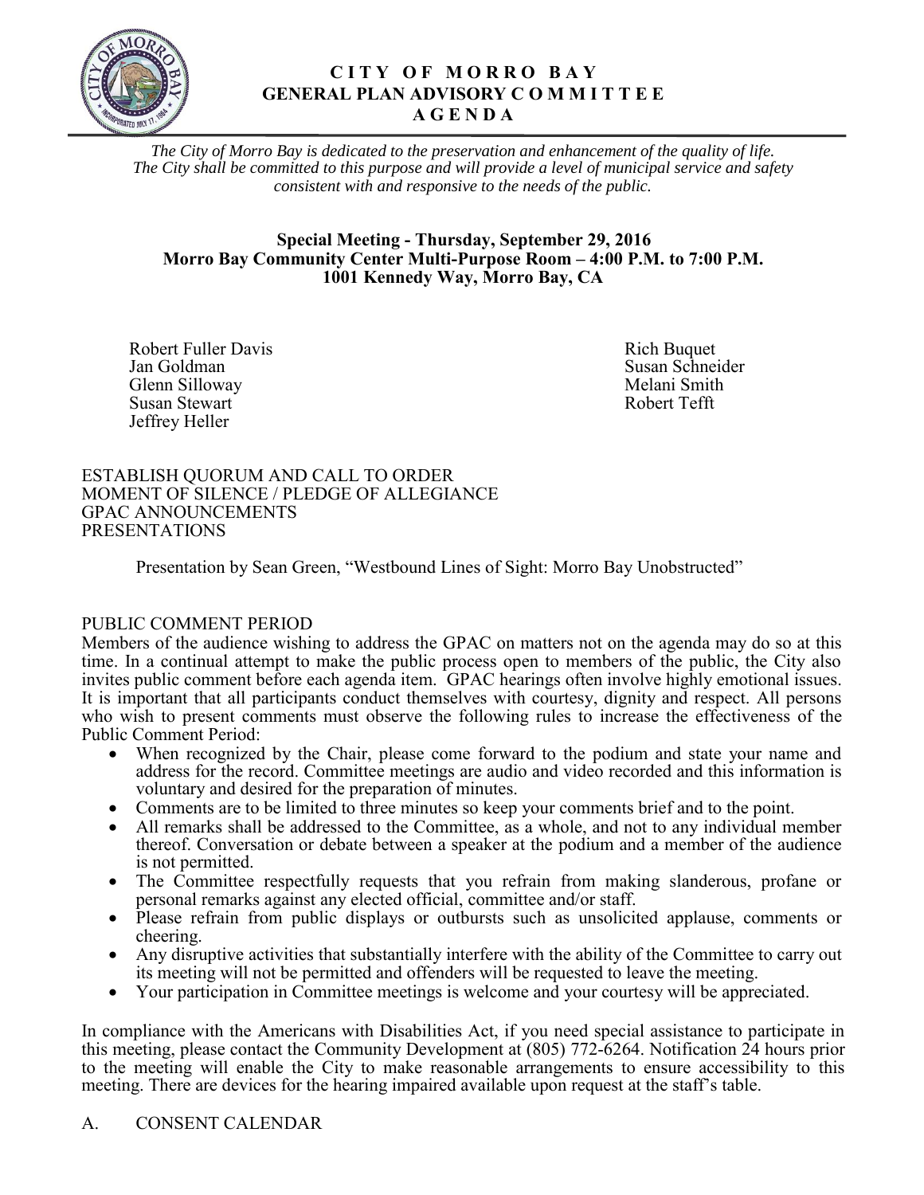# CITY OF MORRO BAY
## GENERAL PLAN ADVISORY COMMITTEE
## AGENDA

*The City of Morro Bay is dedicated to the preservation and enhancement of the quality of life. The City shall be committed to this purpose and will provide a level of municipal service and safety consistent with and responsive to the needs of the public.*

**Special Meeting - Thursday, September 29, 2016**
**Morro Bay Community Center Multi-Purpose Room – 4:00 P.M. to 7:00 P.M.**
**1001 Kennedy Way, Morro Bay, CA**

Robert Fuller Davis
Jan Goldman
Glenn Silloway
Susan Stewart
Jeffrey Heller
Rich Buquet
Susan Schneider
Melani Smith
Robert Tefft

ESTABLISH QUORUM AND CALL TO ORDER
MOMENT OF SILENCE / PLEDGE OF ALLEGIANCE
GPAC ANNOUNCEMENTS
PRESENTATIONS

Presentation by Sean Green, "Westbound Lines of Sight: Morro Bay Unobstructed"

PUBLIC COMMENT PERIOD

Members of the audience wishing to address the GPAC on matters not on the agenda may do so at this time. In a continual attempt to make the public process open to members of the public, the City also invites public comment before each agenda item. GPAC hearings often involve highly emotional issues. It is important that all participants conduct themselves with courtesy, dignity and respect. All persons who wish to present comments must observe the following rules to increase the effectiveness of the Public Comment Period:

- When recognized by the Chair, please come forward to the podium and state your name and address for the record. Committee meetings are audio and video recorded and this information is voluntary and desired for the preparation of minutes.
- Comments are to be limited to three minutes so keep your comments brief and to the point.
- All remarks shall be addressed to the Committee, as a whole, and not to any individual member thereof. Conversation or debate between a speaker at the podium and a member of the audience is not permitted.
- The Committee respectfully requests that you refrain from making slanderous, profane or personal remarks against any elected official, committee and/or staff.
- Please refrain from public displays or outbursts such as unsolicited applause, comments or cheering.
- Any disruptive activities that substantially interfere with the ability of the Committee to carry out its meeting will not be permitted and offenders will be requested to leave the meeting.
- Your participation in Committee meetings is welcome and your courtesy will be appreciated.

In compliance with the Americans with Disabilities Act, if you need special assistance to participate in this meeting, please contact the Community Development at (805) 772-6264. Notification 24 hours prior to the meeting will enable the City to make reasonable arrangements to ensure accessibility to this meeting. There are devices for the hearing impaired available upon request at the staff's table.

A. CONSENT CALENDAR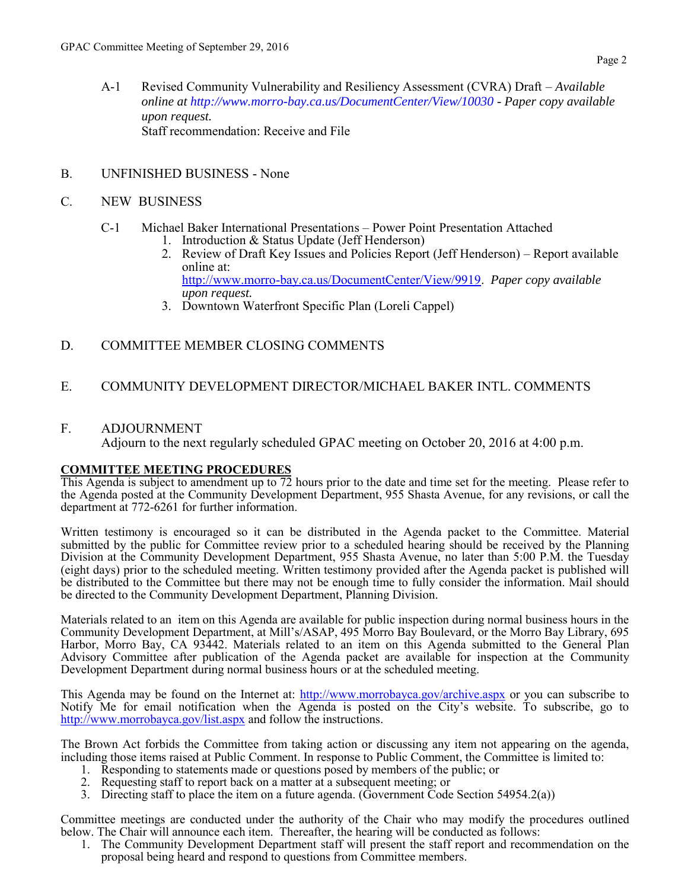A-1 Revised Community Vulnerability and Resiliency Assessment (CVRA) Draft – *Available online at http://www.morro-bay.ca.us/DocumentCenter/View/10030 - Paper copy available upon request.*
Staff recommendation: Receive and File

B. UNFINISHED BUSINESS - None

C. NEW BUSINESS

C-1 Michael Baker International Presentations – Power Point Presentation Attached

1. Introduction & Status Update (Jeff Henderson)
2. Review of Draft Key Issues and Policies Report (Jeff Henderson) – Report available online at: http://www.morro-bay.ca.us/DocumentCenter/View/9919. *Paper copy available upon request.*
3. Downtown Waterfront Specific Plan (Loreli Cappel)

D. COMMITTEE MEMBER CLOSING COMMENTS

E. COMMUNITY DEVELOPMENT DIRECTOR/MICHAEL BAKER INTL. COMMENTS

F. ADJOURNMENT
Adjourn to the next regularly scheduled GPAC meeting on October 20, 2016 at 4:00 p.m.

**COMMITTEE MEETING PROCEDURES**

This Agenda is subject to amendment up to 72 hours prior to the date and time set for the meeting. Please refer to the Agenda posted at the Community Development Department, 955 Shasta Avenue, for any revisions, or call the department at 772-6261 for further information.

Written testimony is encouraged so it can be distributed in the Agenda packet to the Committee. Material submitted by the public for Committee review prior to a scheduled hearing should be received by the Planning Division at the Community Development Department, 955 Shasta Avenue, no later than 5:00 P.M. the Tuesday (eight days) prior to the scheduled meeting. Written testimony provided after the Agenda packet is published will be distributed to the Committee but there may not be enough time to fully consider the information. Mail should be directed to the Community Development Department, Planning Division.

Materials related to an item on this Agenda are available for public inspection during normal business hours in the Community Development Department, at Mill's/ASAP, 495 Morro Bay Boulevard, or the Morro Bay Library, 695 Harbor, Morro Bay, CA 93442. Materials related to an item on this Agenda submitted to the General Plan Advisory Committee after publication of the Agenda packet are available for inspection at the Community Development Department during normal business hours or at the scheduled meeting.

This Agenda may be found on the Internet at: http://www.morrobayca.gov/archive.aspx or you can subscribe to Notify Me for email notification when the Agenda is posted on the City's website. To subscribe, go to http://www.morrobayca.gov/list.aspx and follow the instructions.

The Brown Act forbids the Committee from taking action or discussing any item not appearing on the agenda, including those items raised at Public Comment. In response to Public Comment, the Committee is limited to:

1. Responding to statements made or questions posed by members of the public; or
2. Requesting staff to report back on a matter at a subsequent meeting; or
3. Directing staff to place the item on a future agenda. (Government Code Section 54954.2(a))

Committee meetings are conducted under the authority of the Chair who may modify the procedures outlined below. The Chair will announce each item. Thereafter, the hearing will be conducted as follows:

1. The Community Development Department staff will present the staff report and recommendation on the proposal being heard and respond to questions from Committee members.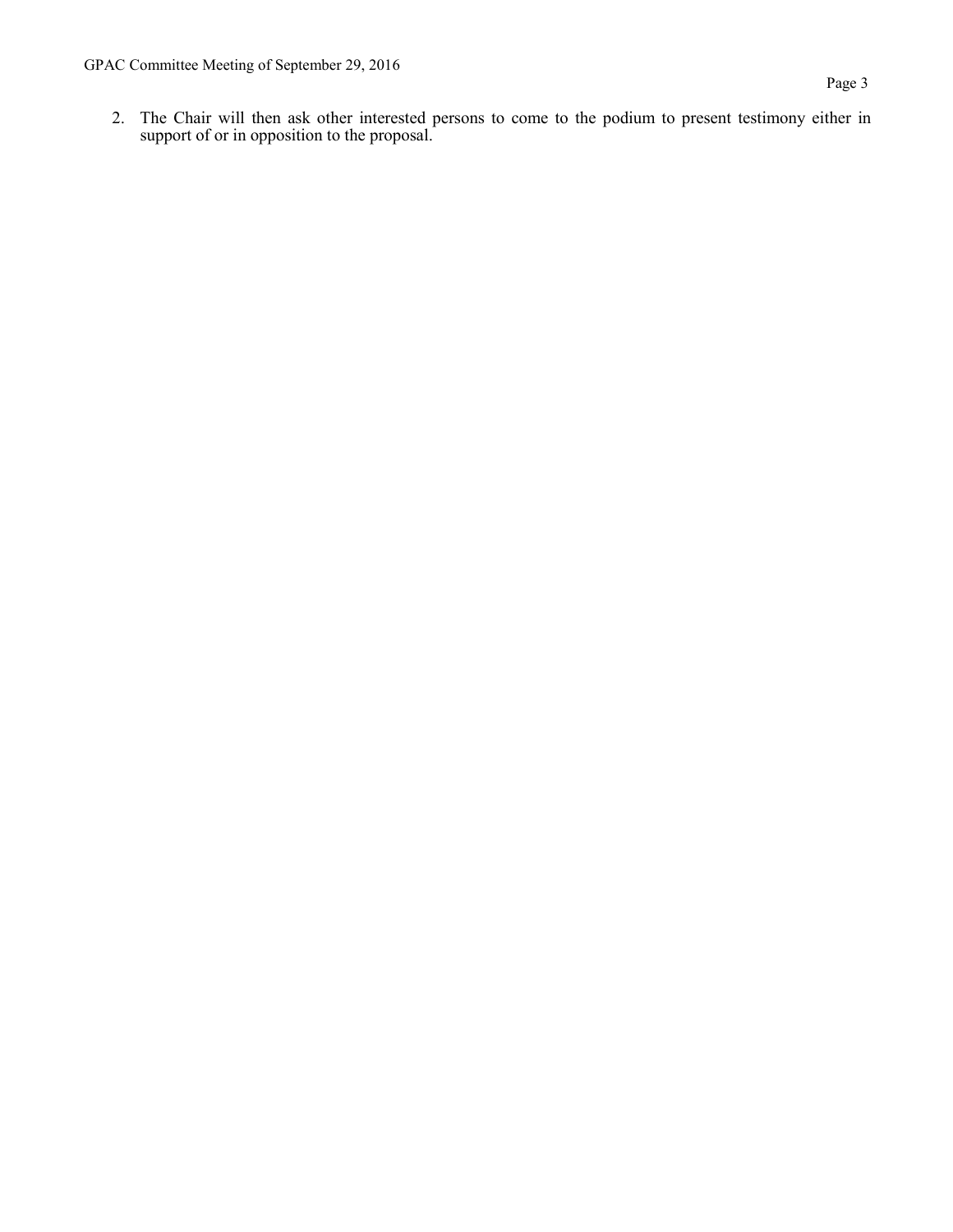2. The Chair will then ask other interested persons to come to the podium to present testimony either in support of or in opposition to the proposal.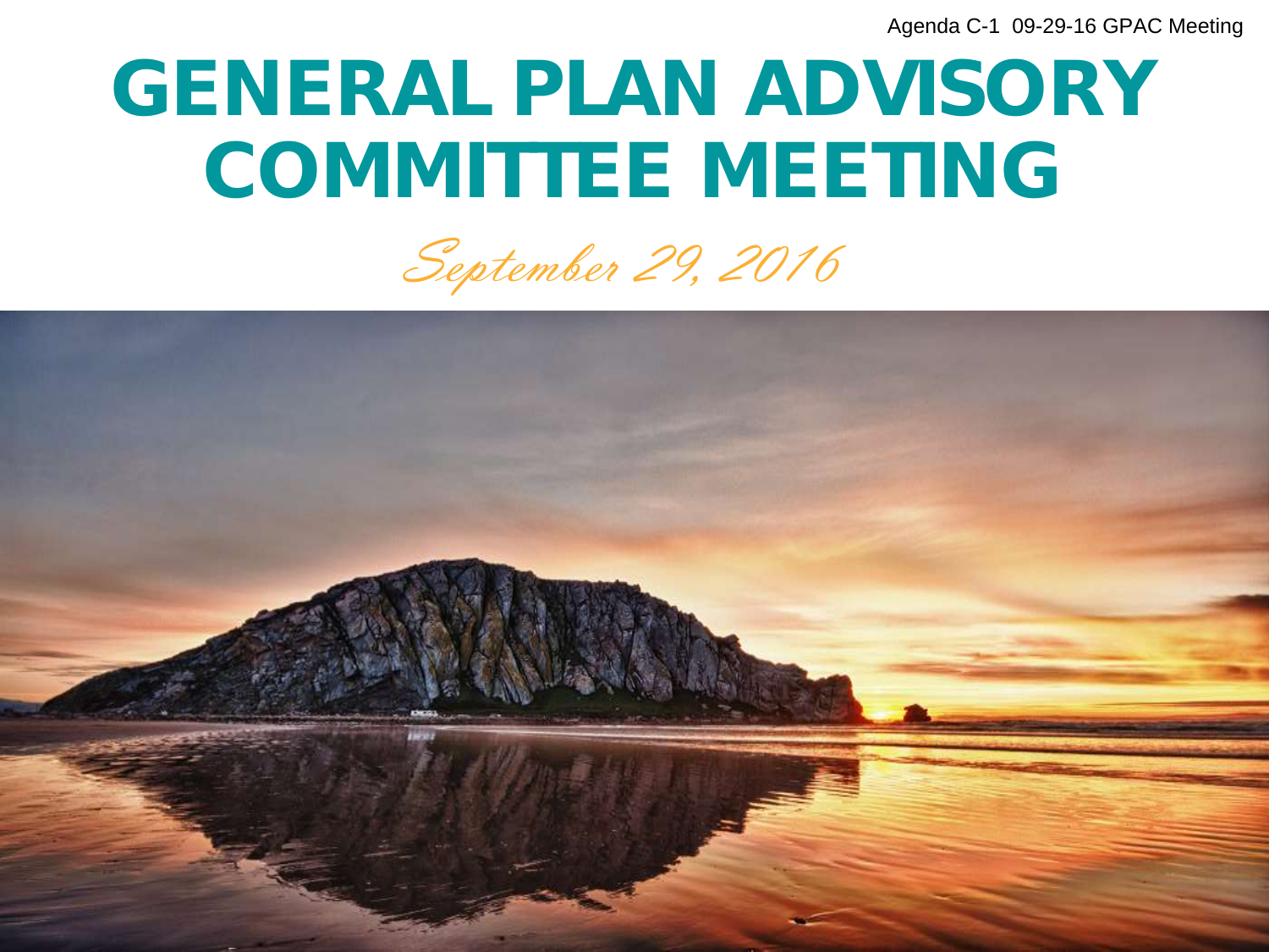Agenda C-1 09-29-16 GPAC Meeting

# GENERAL PLAN ADVISORY COMMITTEE MEETING

*September 29, 2016*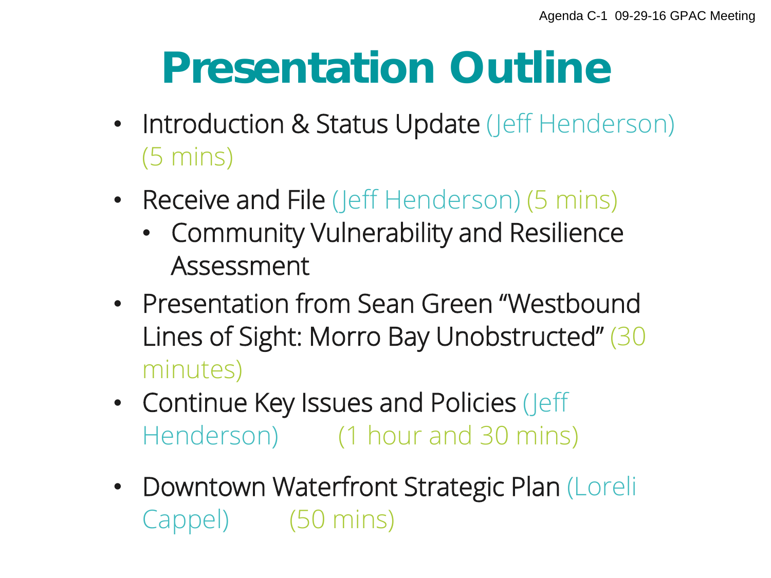# Presentation Outline

- Introduction & Status Update (Jeff Henderson) (5 mins)
- Receive and File (Jeff Henderson) (5 mins)
  - Community Vulnerability and Resilience Assessment
- Presentation from Sean Green "Westbound Lines of Sight: Morro Bay Unobstructed" (30 minutes)
- Continue Key Issues and Policies (Jeff Henderson) (1 hour and 30 mins)
- Downtown Waterfront Strategic Plan (Loreli Cappel) (50 mins)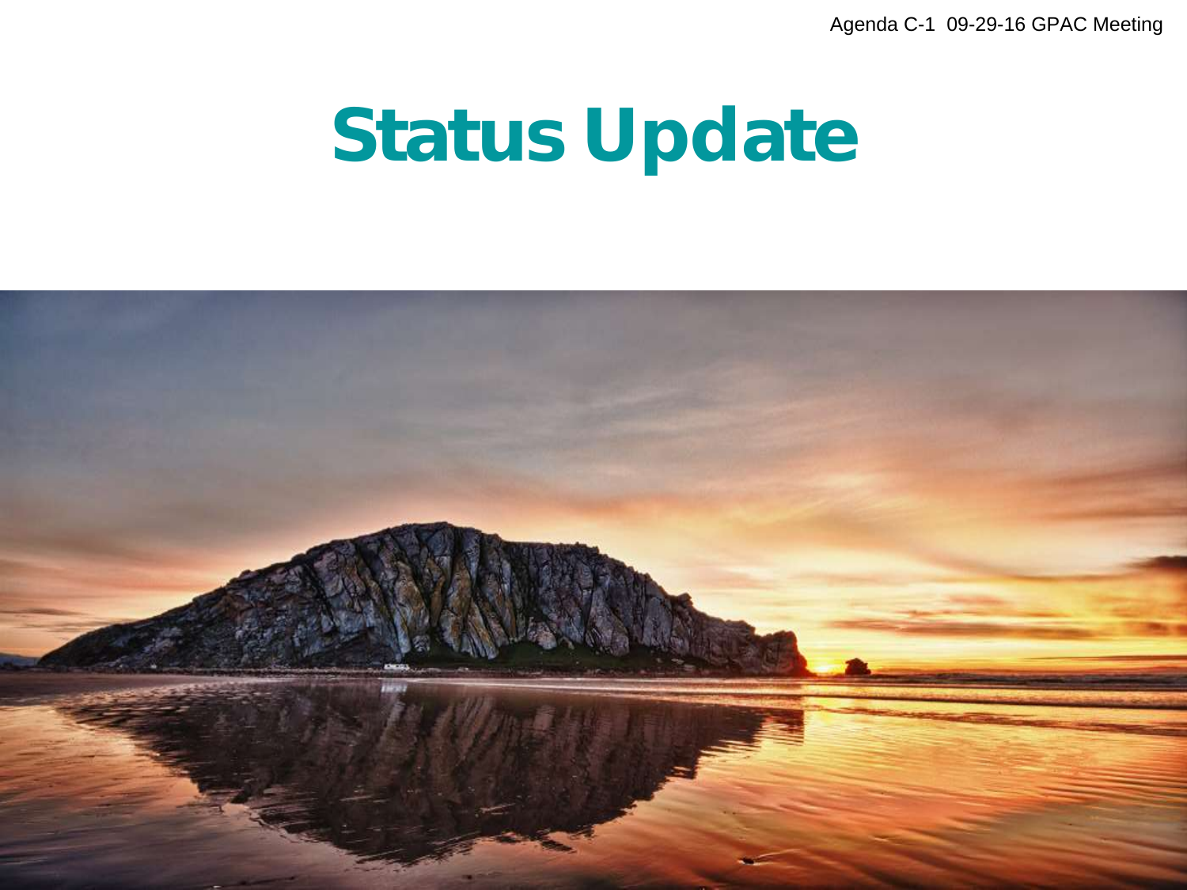# Status Update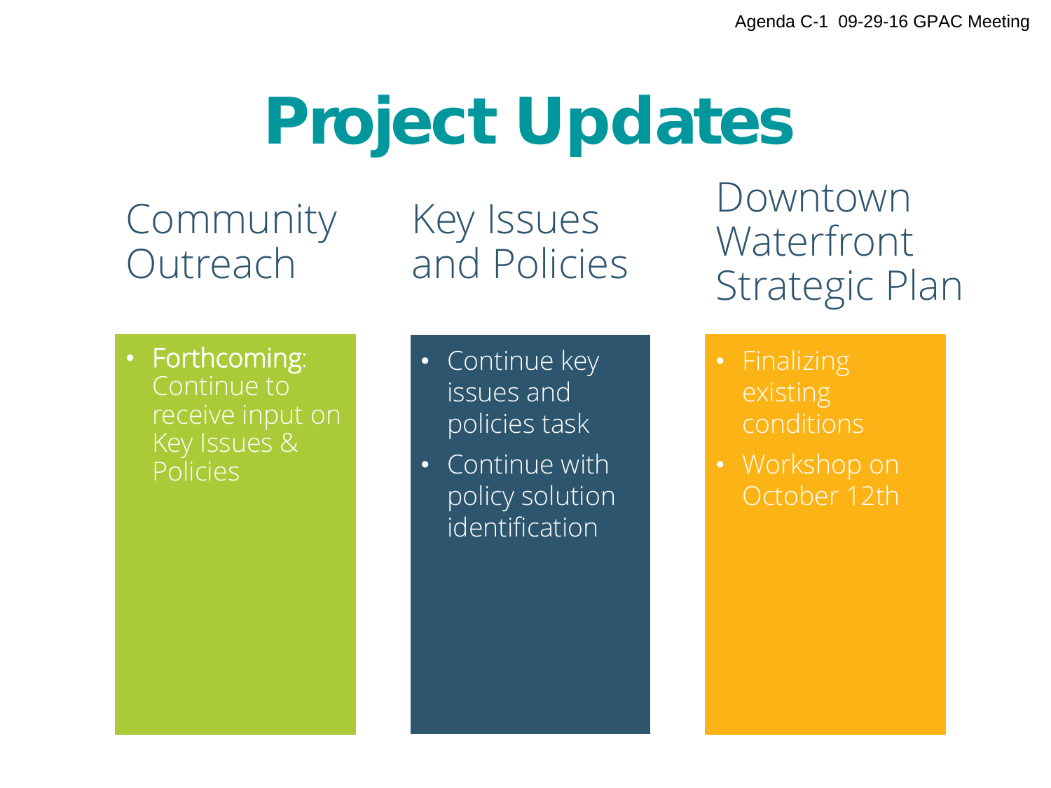# Project Updates

## Community Outreach

- **Forthcoming**: Continue to receive input on Key Issues & Policies

## Key Issues and Policies

- Continue key issues and policies task
- Continue with policy solution identification

## Downtown Waterfront Strategic Plan

- Finalizing existing conditions
- Workshop on October 12th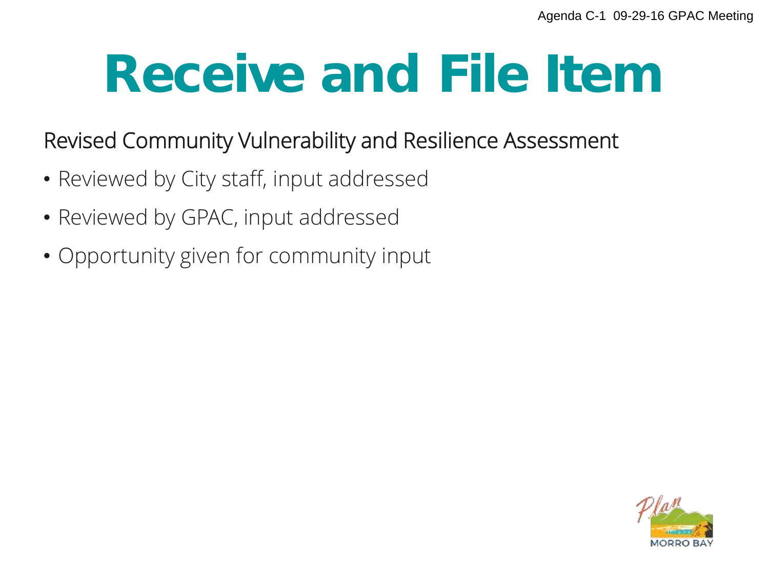# Receive and File Item

Revised Community Vulnerability and Resilience Assessment

- Reviewed by City staff, input addressed
- Reviewed by GPAC, input addressed
- Opportunity given for community input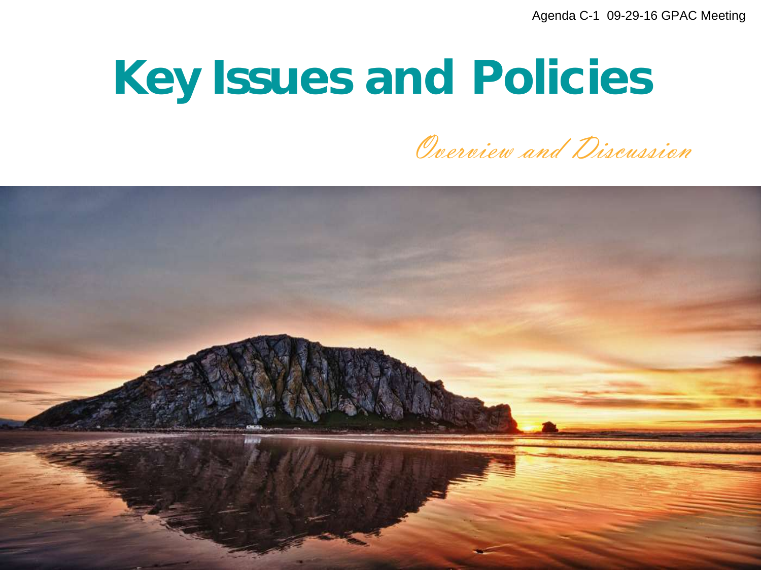# Key Issues and Policies

*Overview and Discussion*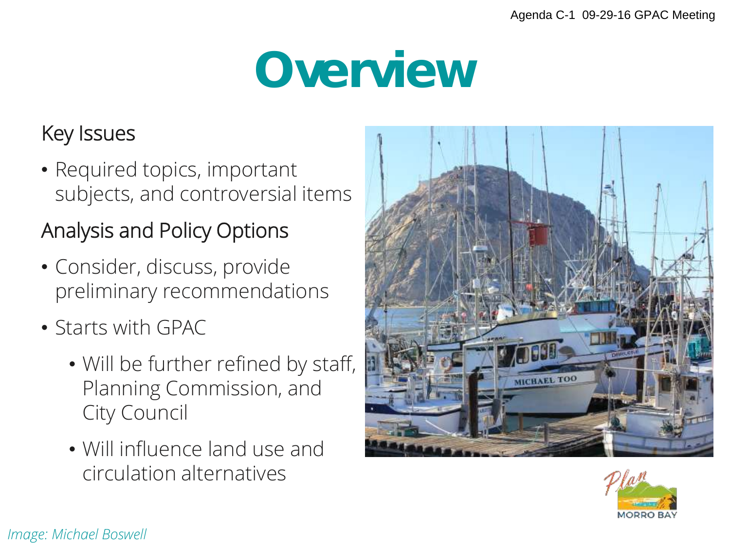# Overview

## Key Issues

- Required topics, important subjects, and controversial items

## Analysis and Policy Options

- Consider, discuss, provide preliminary recommendations
- Starts with GPAC
  - Will be further refined by staff, Planning Commission, and City Council
  - Will influence land use and circulation alternatives

*Image: Michael Boswell*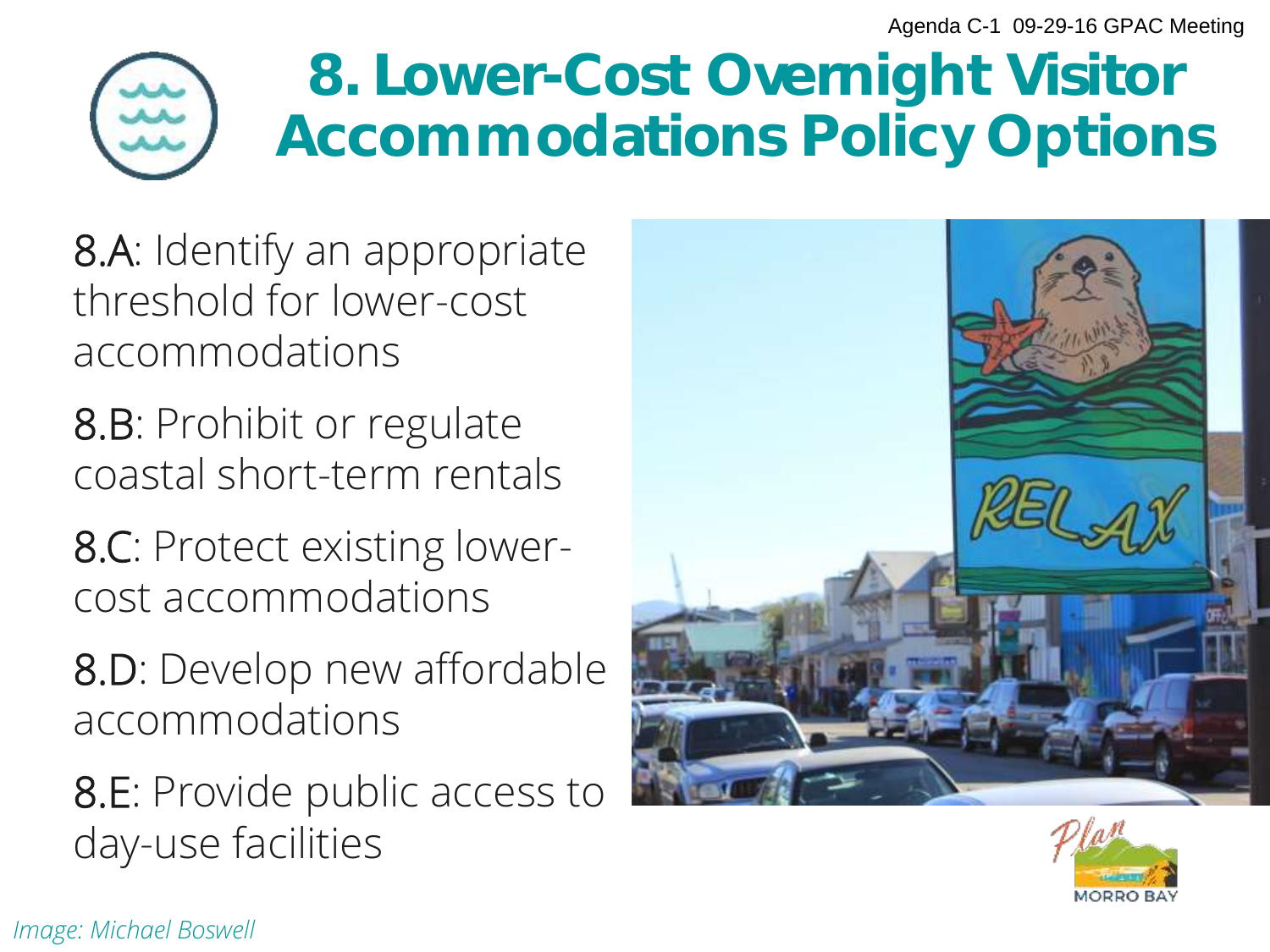# 8. Lower-Cost Overnight Visitor Accommodations Policy Options

8.A: Identify an appropriate threshold for lower-cost accommodations

8.B: Prohibit or regulate coastal short-term rentals

8.C: Protect existing lower-cost accommodations

8.D: Develop new affordable accommodations

8.E: Provide public access to day-use facilities

*Image: Michael Boswell*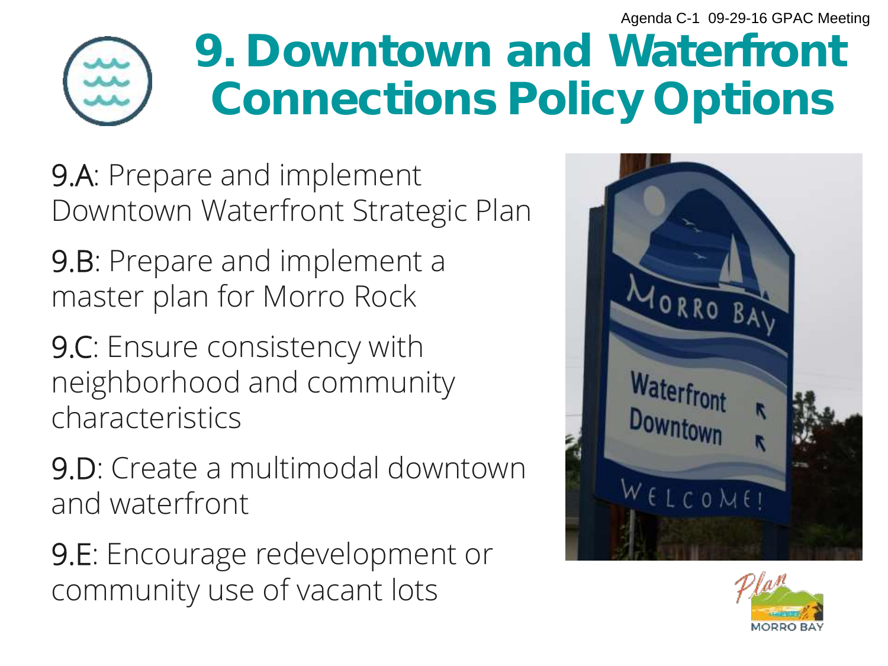# 9. Downtown and Waterfront Connections Policy Options

9.A: Prepare and implement Downtown Waterfront Strategic Plan

9.B: Prepare and implement a master plan for Morro Rock

9.C: Ensure consistency with neighborhood and community characteristics

9.D: Create a multimodal downtown and waterfront

9.E: Encourage redevelopment or community use of vacant lots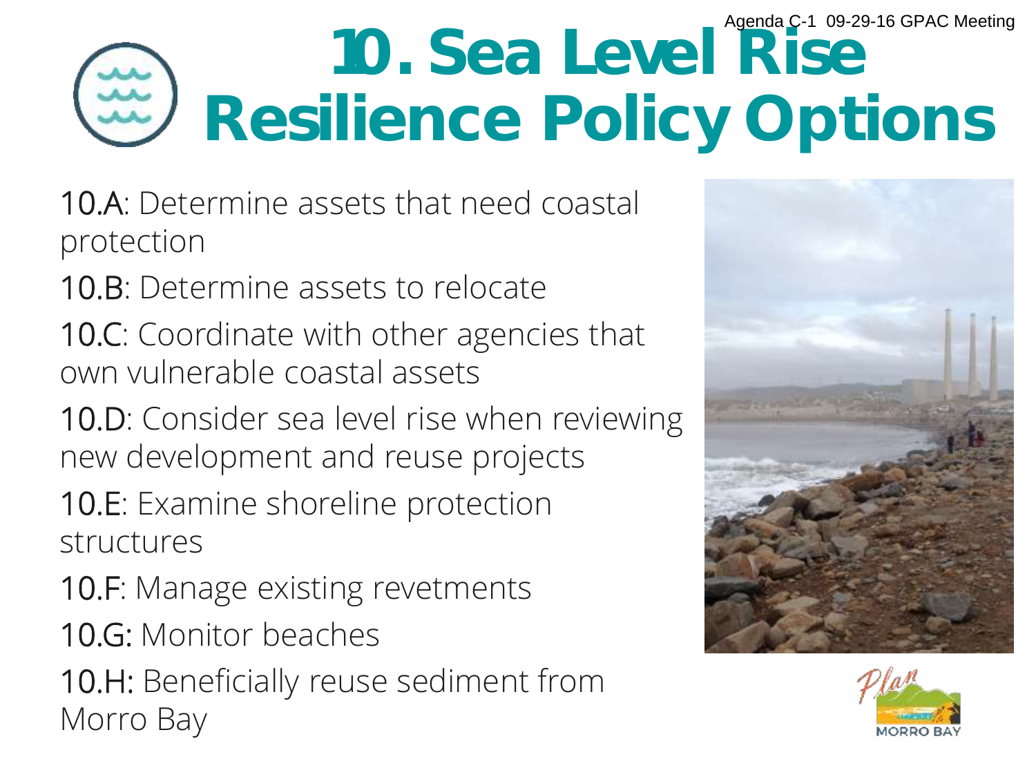# 10. Sea Level Rise Resilience Policy Options

10.A: Determine assets that need coastal protection

10.B: Determine assets to relocate

10.C: Coordinate with other agencies that own vulnerable coastal assets

10.D: Consider sea level rise when reviewing new development and reuse projects

10.E: Examine shoreline protection structures

10.F: Manage existing revetments

10.G: Monitor beaches

10.H: Beneficially reuse sediment from Morro Bay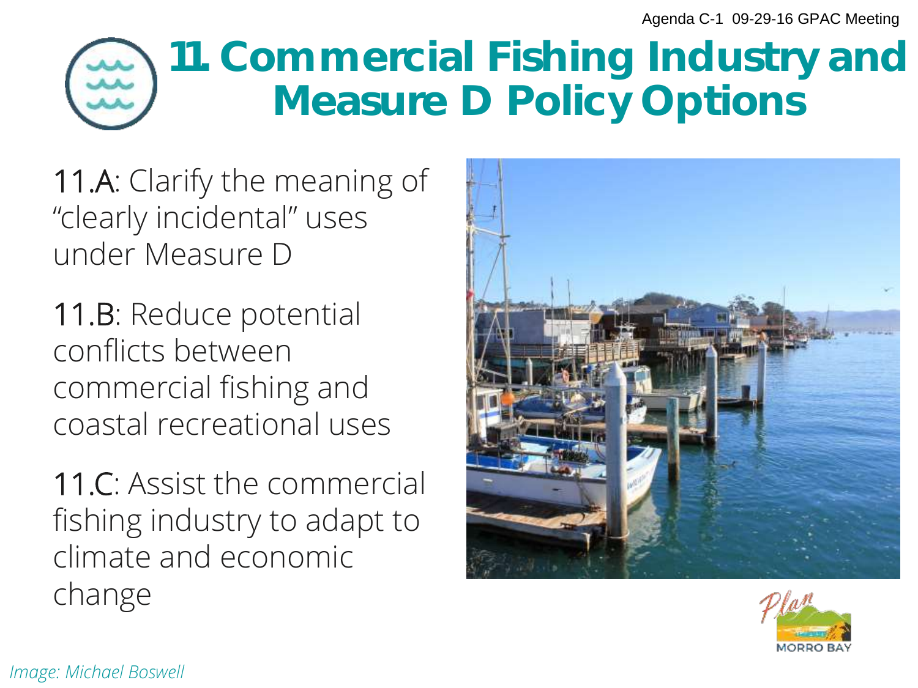# 11. Commercial Fishing Industry and Measure D Policy Options

11.A: Clarify the meaning of "clearly incidental" uses under Measure D

11.B: Reduce potential conflicts between commercial fishing and coastal recreational uses

11.C: Assist the commercial fishing industry to adapt to climate and economic change

*Image: Michael Boswell*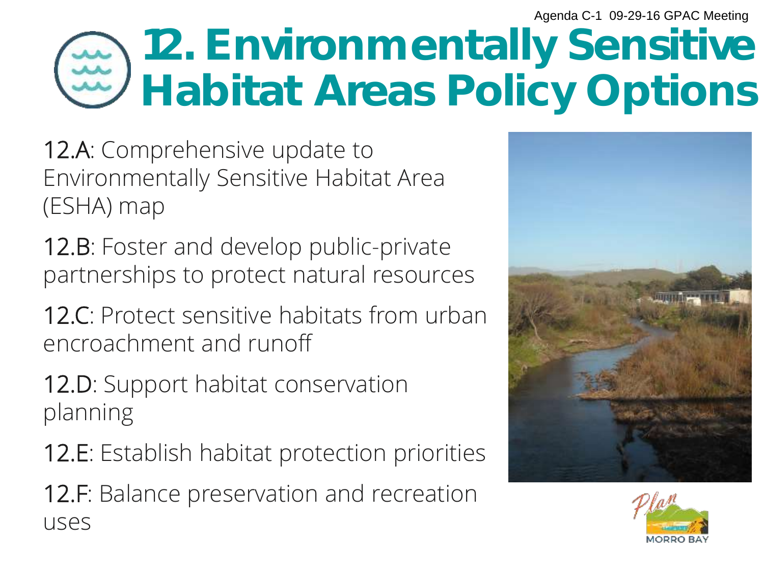# 12. Environmentally Sensitive Habitat Areas Policy Options

12.A: Comprehensive update to Environmentally Sensitive Habitat Area (ESHA) map

12.B: Foster and develop public-private partnerships to protect natural resources

12.C: Protect sensitive habitats from urban encroachment and runoff

12.D: Support habitat conservation planning

12.E: Establish habitat protection priorities

12.F: Balance preservation and recreation uses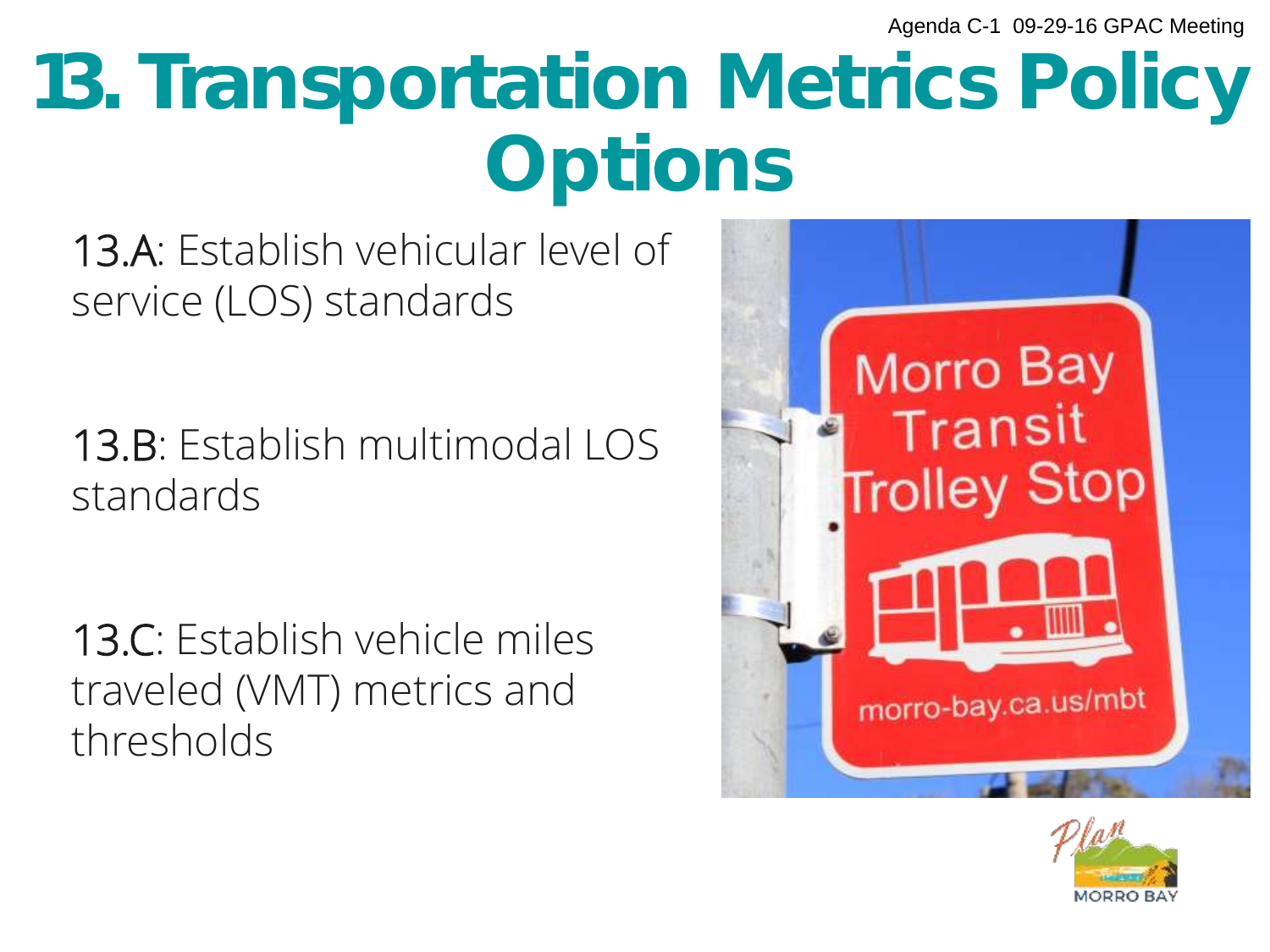# 13. Transportation Metrics Policy Options

13.A: Establish vehicular level of service (LOS) standards

13.B: Establish multimodal LOS standards

13.C: Establish vehicle miles traveled (VMT) metrics and thresholds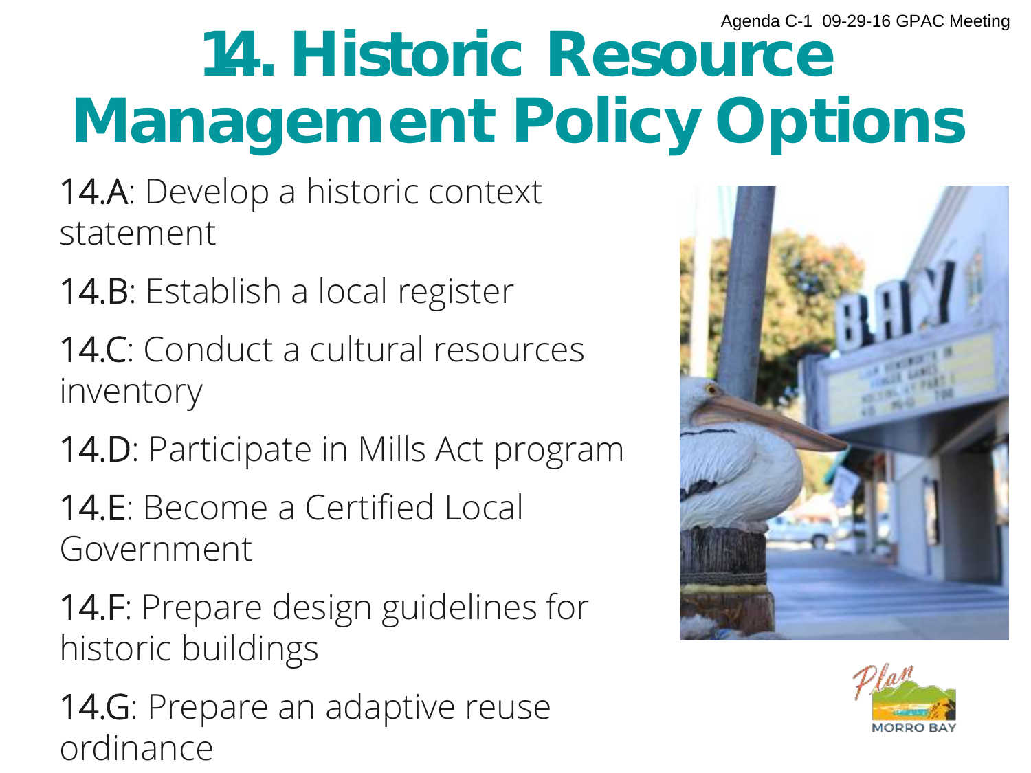# 14. Historic Resource Management Policy Options

14.A: Develop a historic context statement

14.B: Establish a local register

14.C: Conduct a cultural resources inventory

14.D: Participate in Mills Act program

14.E: Become a Certified Local Government

14.F: Prepare design guidelines for historic buildings

14.G: Prepare an adaptive reuse ordinance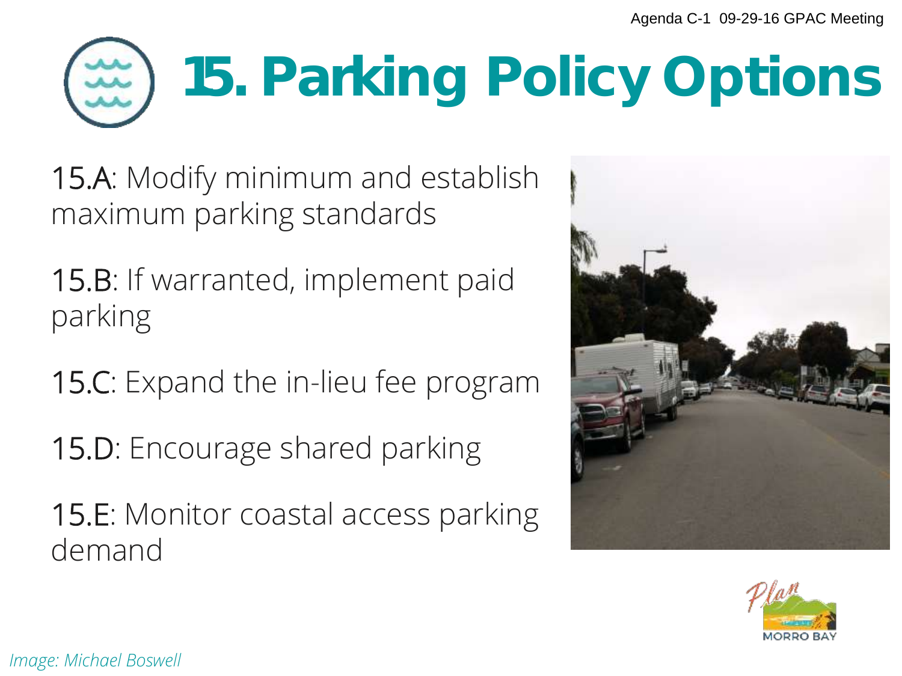# 15. Parking Policy Options

15.A: Modify minimum and establish maximum parking standards

15.B: If warranted, implement paid parking

15.C: Expand the in-lieu fee program

15.D: Encourage shared parking

15.E: Monitor coastal access parking demand

*Image: Michael Boswell*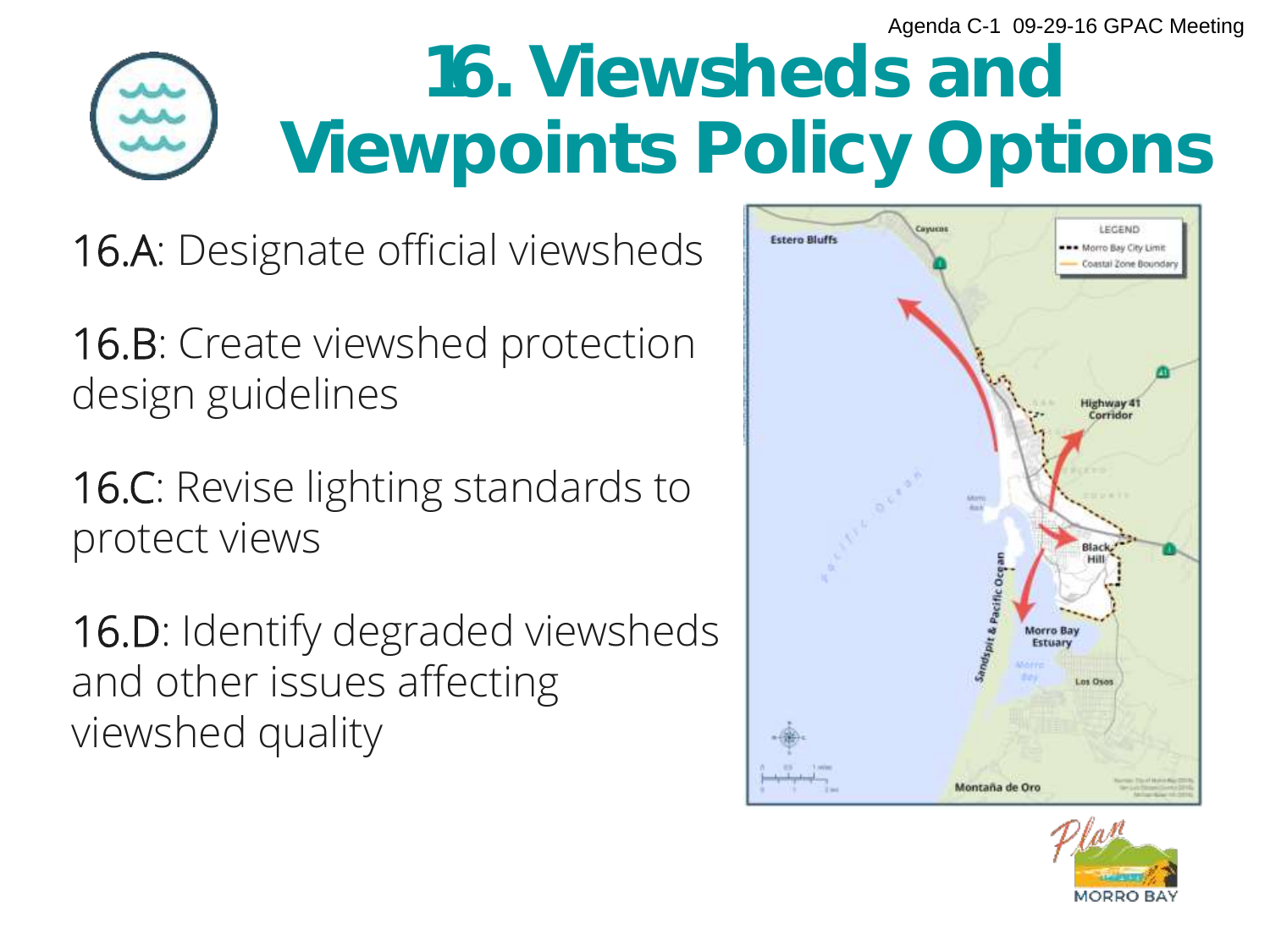# 16. Viewsheds and Viewpoints Policy Options

16.A: Designate official viewsheds

16.B: Create viewshed protection design guidelines

16.C: Revise lighting standards to protect views

16.D: Identify degraded viewsheds and other issues affecting viewshed quality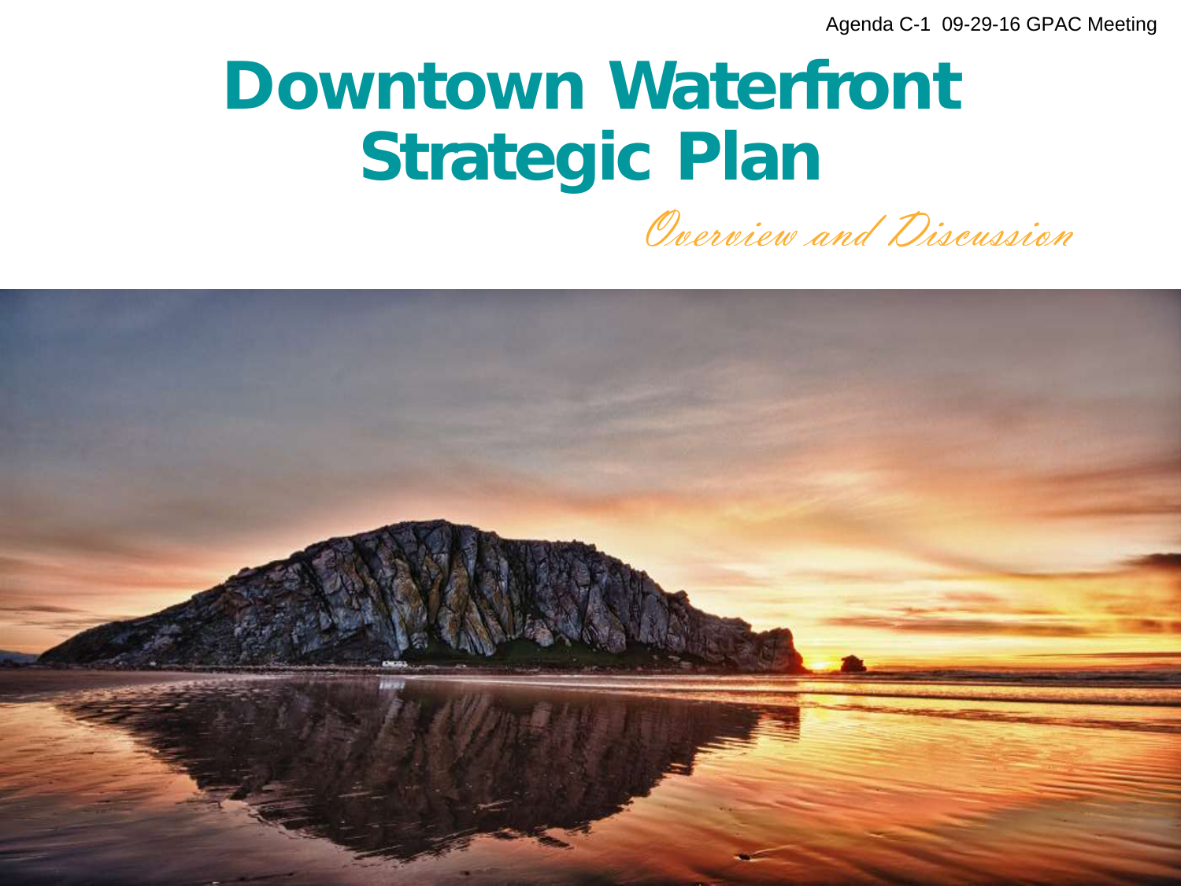Agenda C-1 09-29-16 GPAC Meeting

# Downtown Waterfront Strategic Plan

*Overview and Discussion*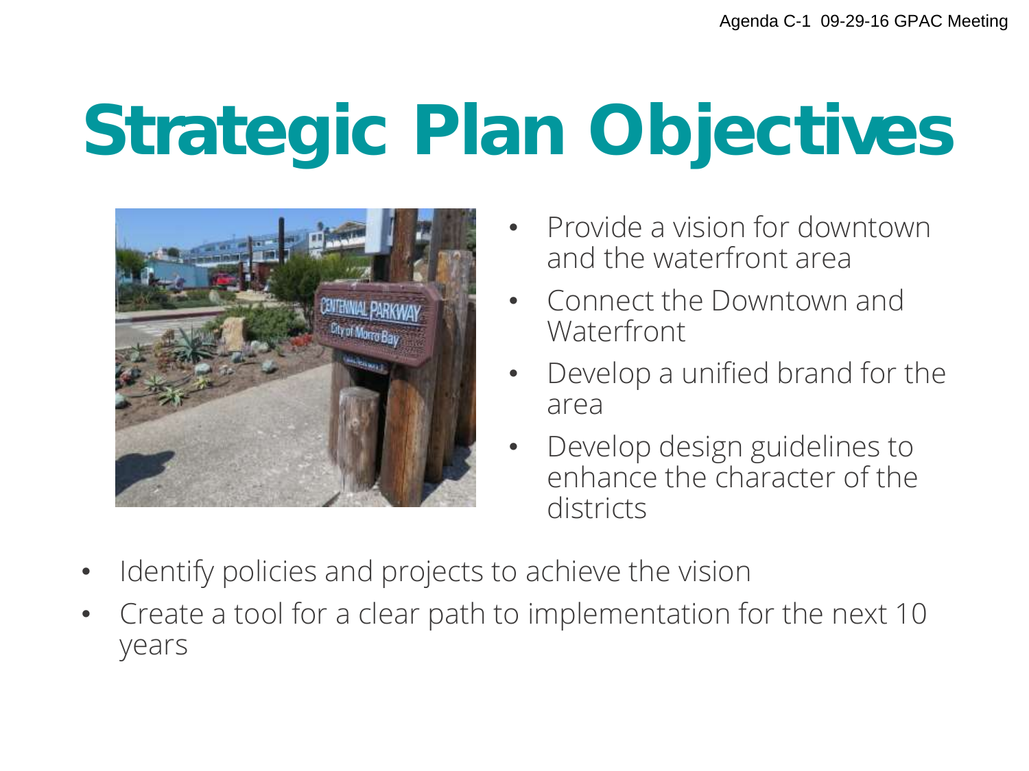# Strategic Plan Objectives

- Provide a vision for downtown and the waterfront area
- Connect the Downtown and Waterfront
- Develop a unified brand for the area
- Develop design guidelines to enhance the character of the districts
- Identify policies and projects to achieve the vision
- Create a tool for a clear path to implementation for the next 10 years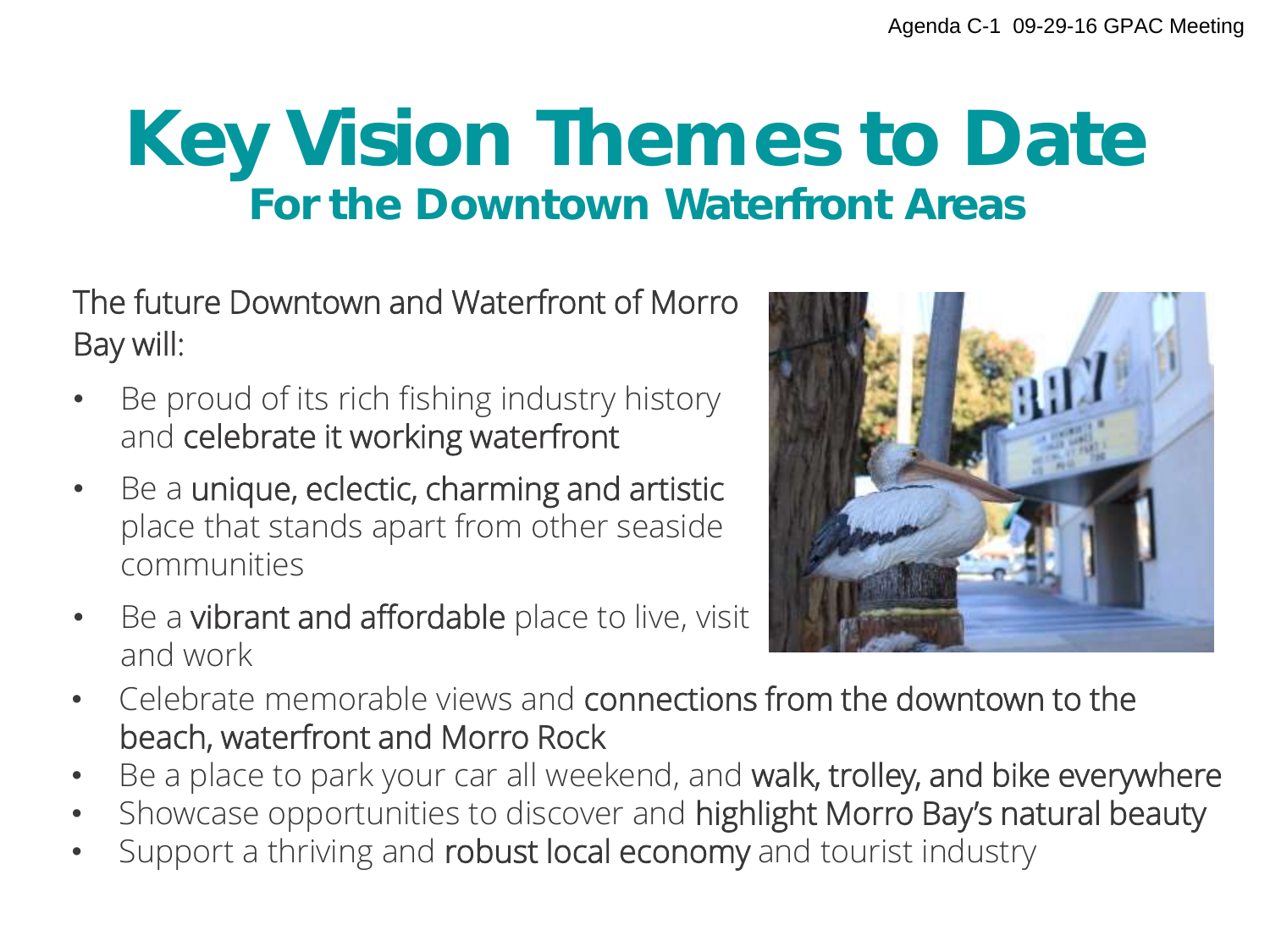# Key Vision Themes to Date

## For the Downtown Waterfront Areas

The future Downtown and Waterfront of Morro Bay will:

- Be proud of its rich fishing industry history and **celebrate it working waterfront**
- Be a **unique, eclectic, charming and artistic** place that stands apart from other seaside communities
- Be a **vibrant and affordable** place to live, visit and work
- Celebrate memorable views and **connections from the downtown to the beach, waterfront and Morro Rock**
- Be a place to park your car all weekend, and **walk, trolley, and bike everywhere**
- Showcase opportunities to discover and **highlight Morro Bay's natural beauty**
- Support a thriving and **robust local economy** and tourist industry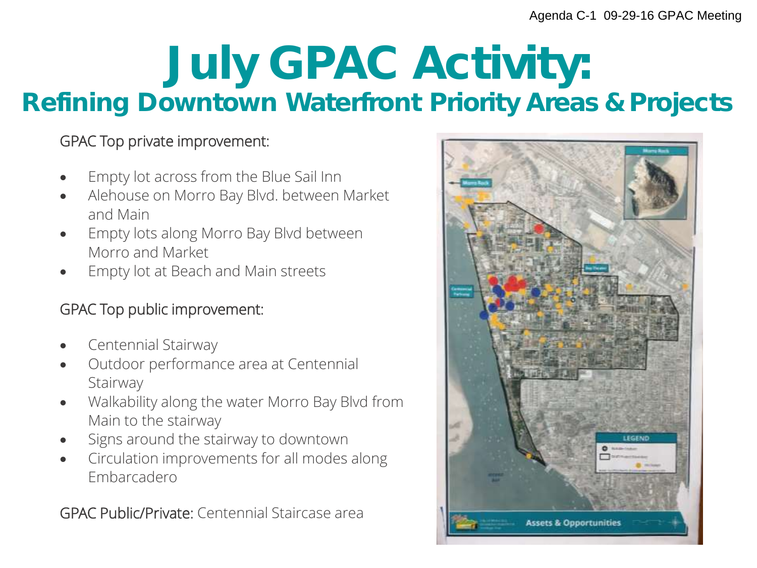# July GPAC Activity:

## Refining Downtown Waterfront Priority Areas & Projects

GPAC Top private improvement:

- Empty lot across from the Blue Sail Inn
- Alehouse on Morro Bay Blvd. between Market and Main
- Empty lots along Morro Bay Blvd between Morro and Market
- Empty lot at Beach and Main streets

GPAC Top public improvement:

- Centennial Stairway
- Outdoor performance area at Centennial Stairway
- Walkability along the water Morro Bay Blvd from Main to the stairway
- Signs around the stairway to downtown
- Circulation improvements for all modes along Embarcadero

GPAC Public/Private: Centennial Staircase area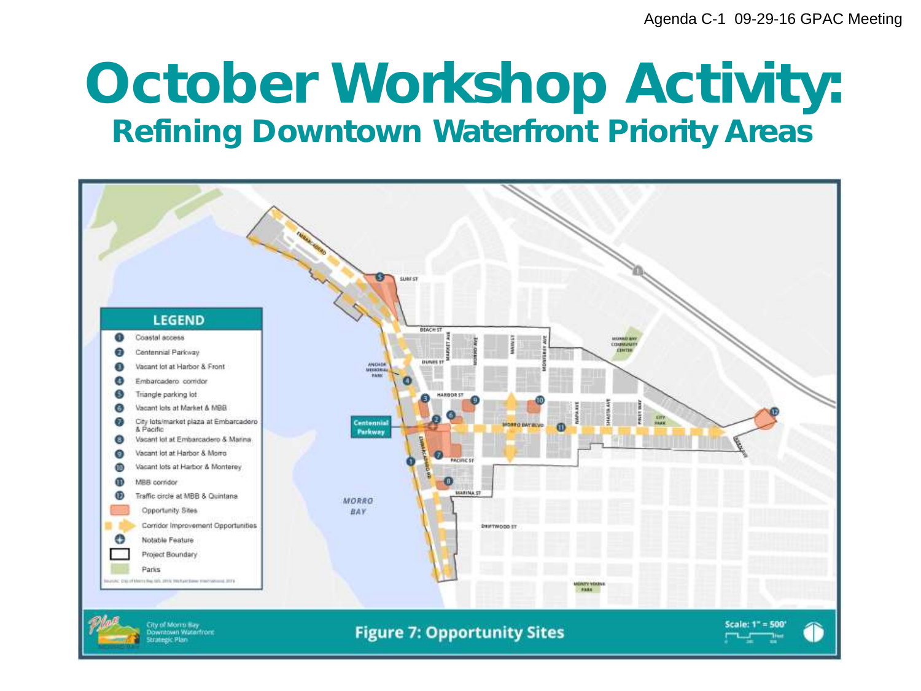# October Workshop Activity:

## Refining Downtown Waterfront Priority Areas

**LEGEND**

1. Coastal access
2. Centennial Parkway
3. Vacant lot at Harbor & Front
4. Embarcadero corridor
5. Triangle parking lot
6. Vacant lots at Market & MBB
7. City lots/market plaza at Embarcadero & Pacific
8. Vacant lot at Embarcadero & Marina
9. Vacant lot at Harbor & Morro
10. Vacant lots at Harbor & Monterey
11. MBB corridor
12. Traffic circle at MBB & Quintana

- Opportunity Sites
- Corridor Improvement Opportunities
- Notable Feature
- Project Boundary
- Parks

City of Morro Bay Downtown Waterfront Strategic Plan

**Figure 7: Opportunity Sites**

Scale: 1" = 500'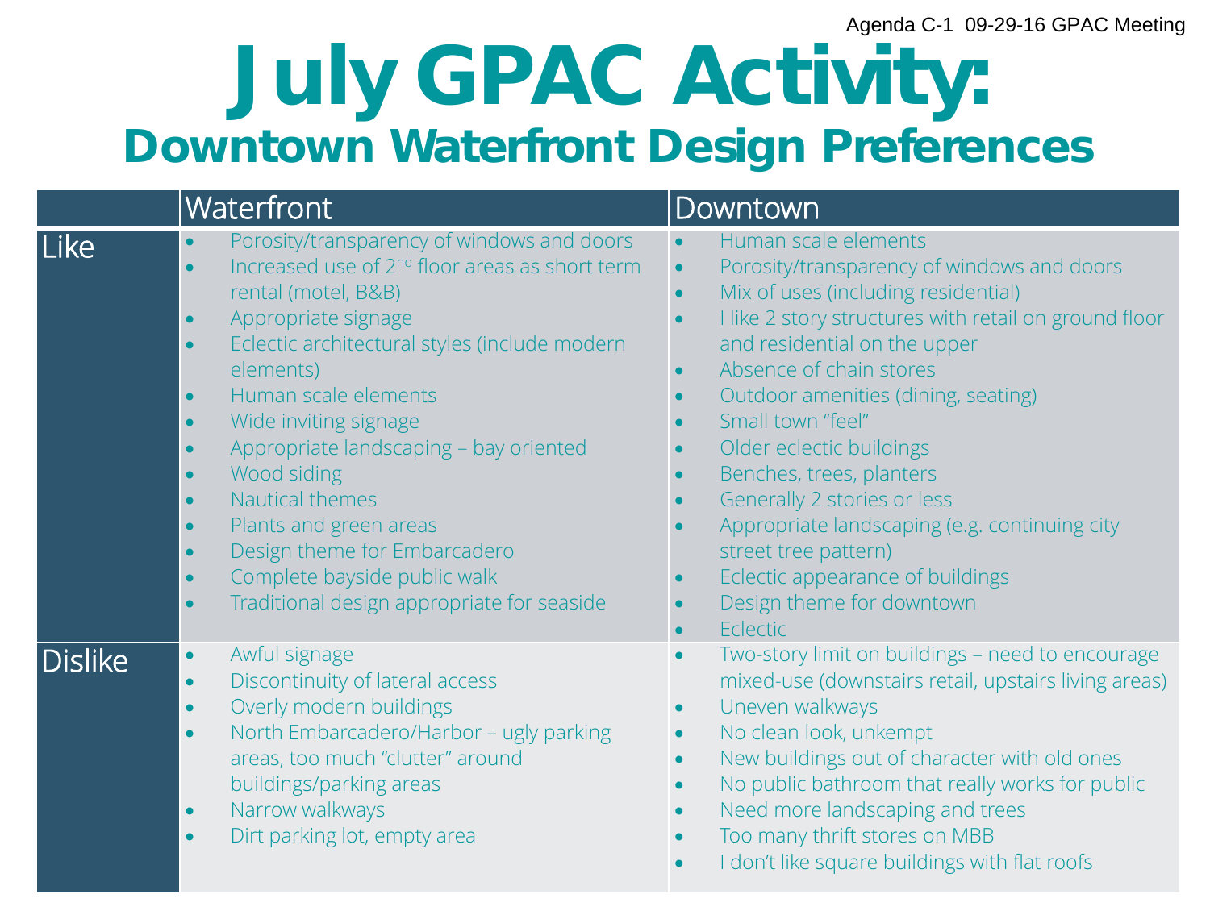Agenda C-1 09-29-16 GPAC Meeting

# July GPAC Activity:

## Downtown Waterfront Design Preferences

| | Waterfront | Downtown |
|---|---|---|
| Like | • Porosity/transparency of windows and doors<br>• Increased use of 2nd floor areas as short term rental (motel, B&B)<br>• Appropriate signage<br>• Eclectic architectural styles (include modern elements)<br>• Human scale elements<br>• Wide inviting signage<br>• Appropriate landscaping – bay oriented<br>• Wood siding<br>• Nautical themes<br>• Plants and green areas<br>• Design theme for Embarcadero<br>• Complete bayside public walk<br>• Traditional design appropriate for seaside | • Human scale elements<br>• Porosity/transparency of windows and doors<br>• Mix of uses (including residential)<br>• I like 2 story structures with retail on ground floor and residential on the upper<br>• Absence of chain stores<br>• Outdoor amenities (dining, seating)<br>• Small town "feel"<br>• Older eclectic buildings<br>• Benches, trees, planters<br>• Generally 2 stories or less<br>• Appropriate landscaping (e.g. continuing city street tree pattern)<br>• Eclectic appearance of buildings<br>• Design theme for downtown<br>• Eclectic |
| Dislike | • Awful signage<br>• Discontinuity of lateral access<br>• Overly modern buildings<br>• North Embarcadero/Harbor – ugly parking areas, too much "clutter" around buildings/parking areas<br>• Narrow walkways<br>• Dirt parking lot, empty area | • Two-story limit on buildings – need to encourage mixed-use (downstairs retail, upstairs living areas)<br>• Uneven walkways<br>• No clean look, unkempt<br>• New buildings out of character with old ones<br>• No public bathroom that really works for public<br>• Need more landscaping and trees<br>• Too many thrift stores on MBB<br>• I don't like square buildings with flat roofs |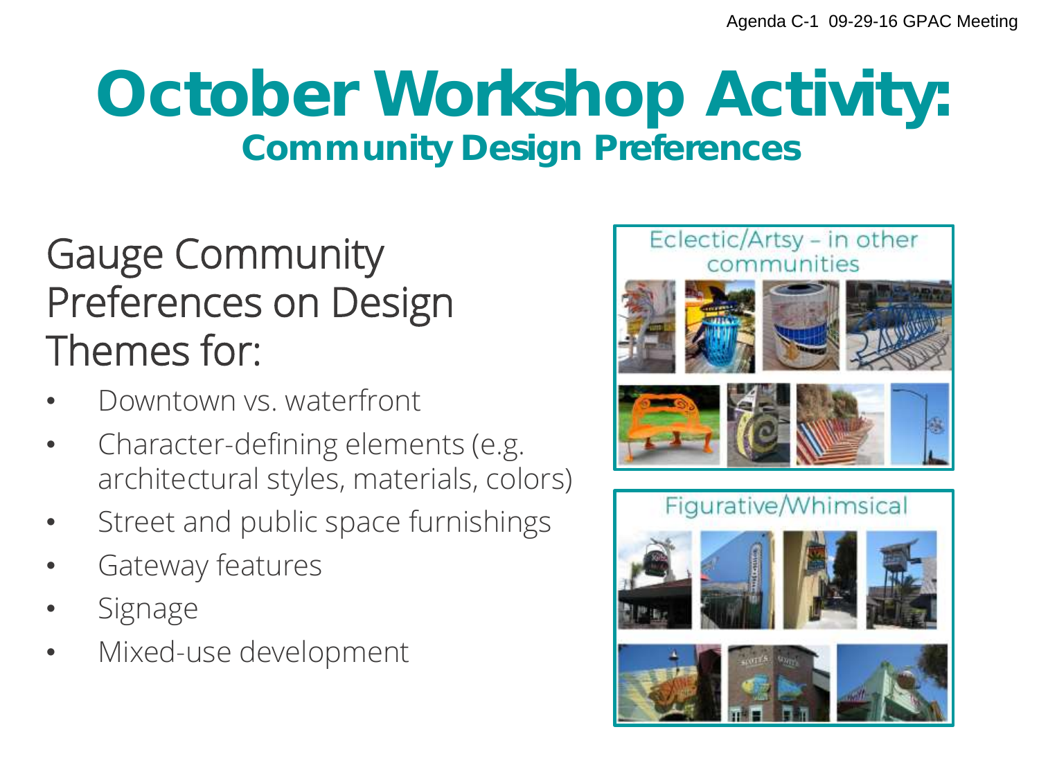# October Workshop Activity:

## Community Design Preferences

Gauge Community Preferences on Design Themes for:

- Downtown vs. waterfront
- Character-defining elements (e.g. architectural styles, materials, colors)
- Street and public space furnishings
- Gateway features
- Signage
- Mixed-use development

Eclectic/Artsy – in other communities

Figurative/Whimsical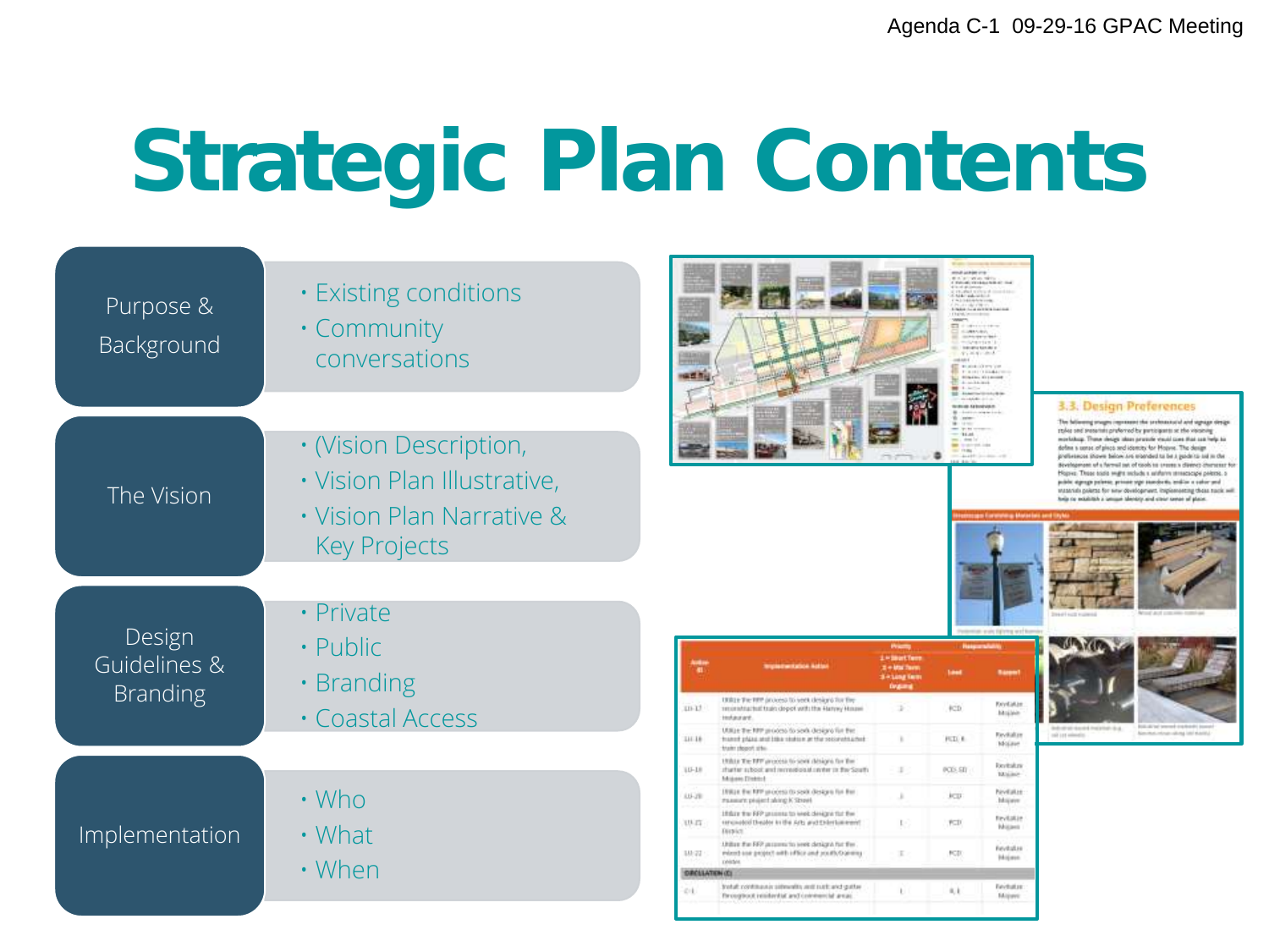# Strategic Plan Contents

| Section | Contents |
| --- | --- |
| Purpose & Background | • Existing conditions<br>• Community conversations |
| The Vision | • (Vision Description,<br>• Vision Plan Illustrative,<br>• Vision Plan Narrative & Key Projects |
| Design Guidelines & Branding | • Private<br>• Public<br>• Branding<br>• Coastal Access |
| Implementation | • Who<br>• What<br>• When |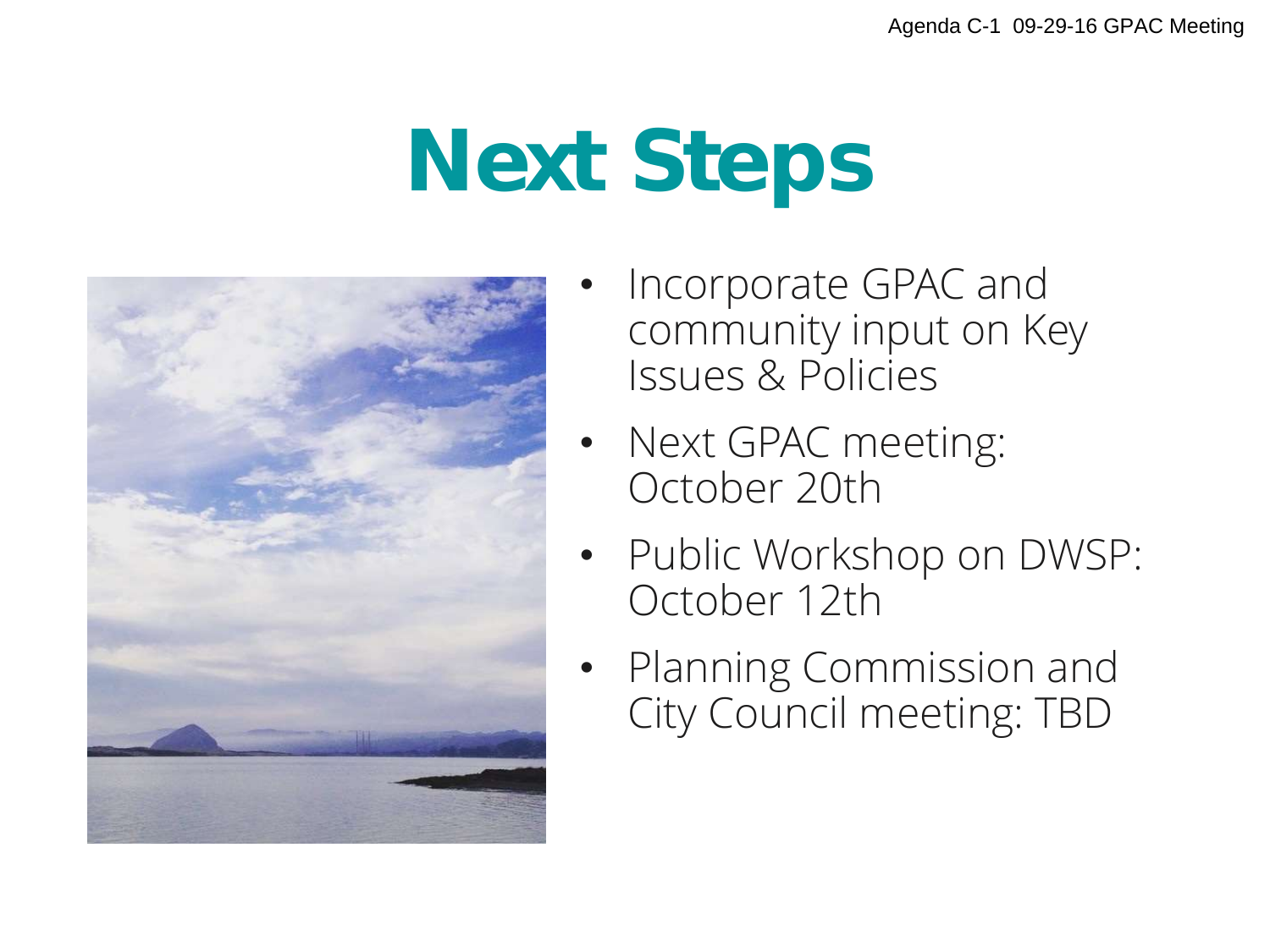# Next Steps

- Incorporate GPAC and community input on Key Issues & Policies
- Next GPAC meeting: October 20th
- Public Workshop on DWSP: October 12th
- Planning Commission and City Council meeting: TBD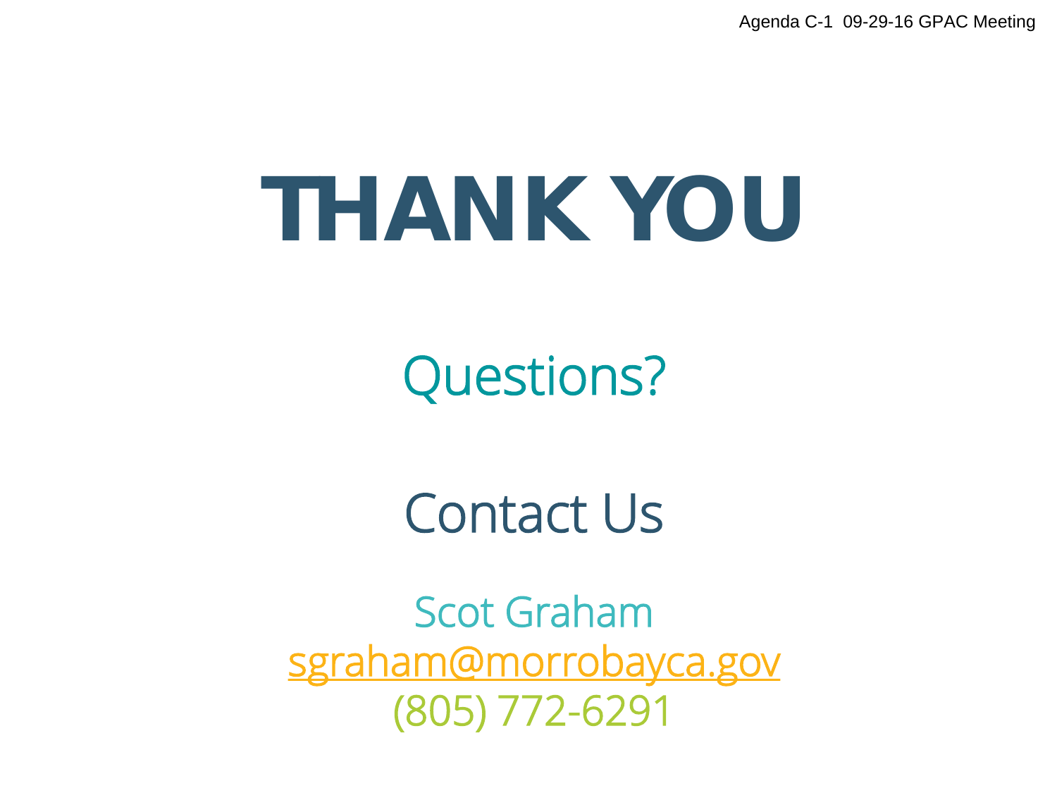# THANK YOU

## Questions?

## Contact Us

Scot Graham
sgraham@morrobayca.gov
(805) 772-6291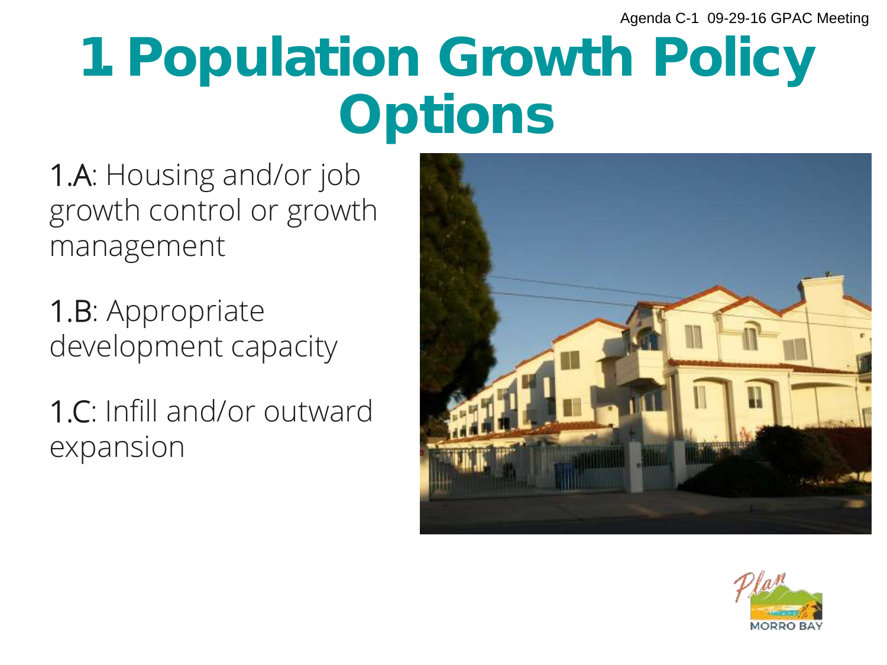# 1 Population Growth Policy Options

1.A: Housing and/or job growth control or growth management

1.B: Appropriate development capacity

1.C: Infill and/or outward expansion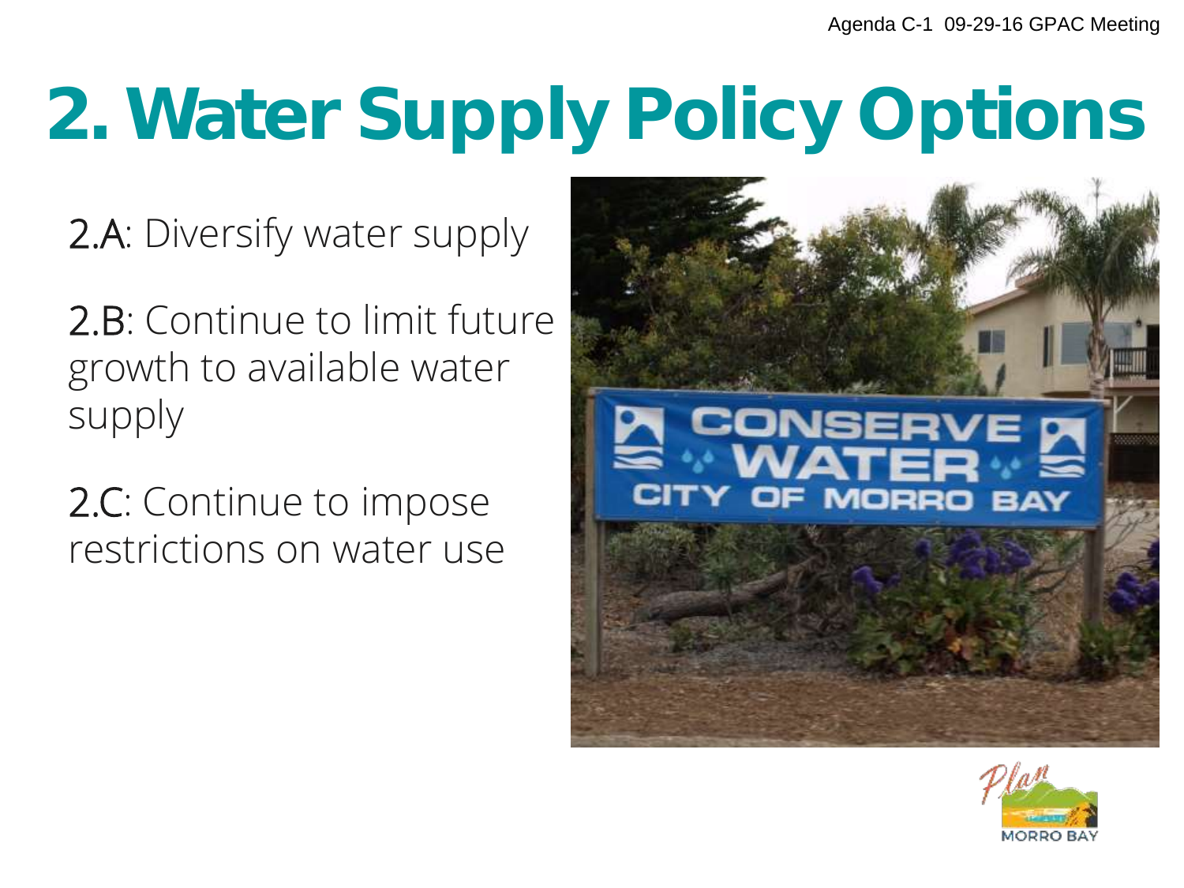# 2. Water Supply Policy Options

- 2.A: Diversify water supply
- 2.B: Continue to limit future growth to available water supply
- 2.C: Continue to impose restrictions on water use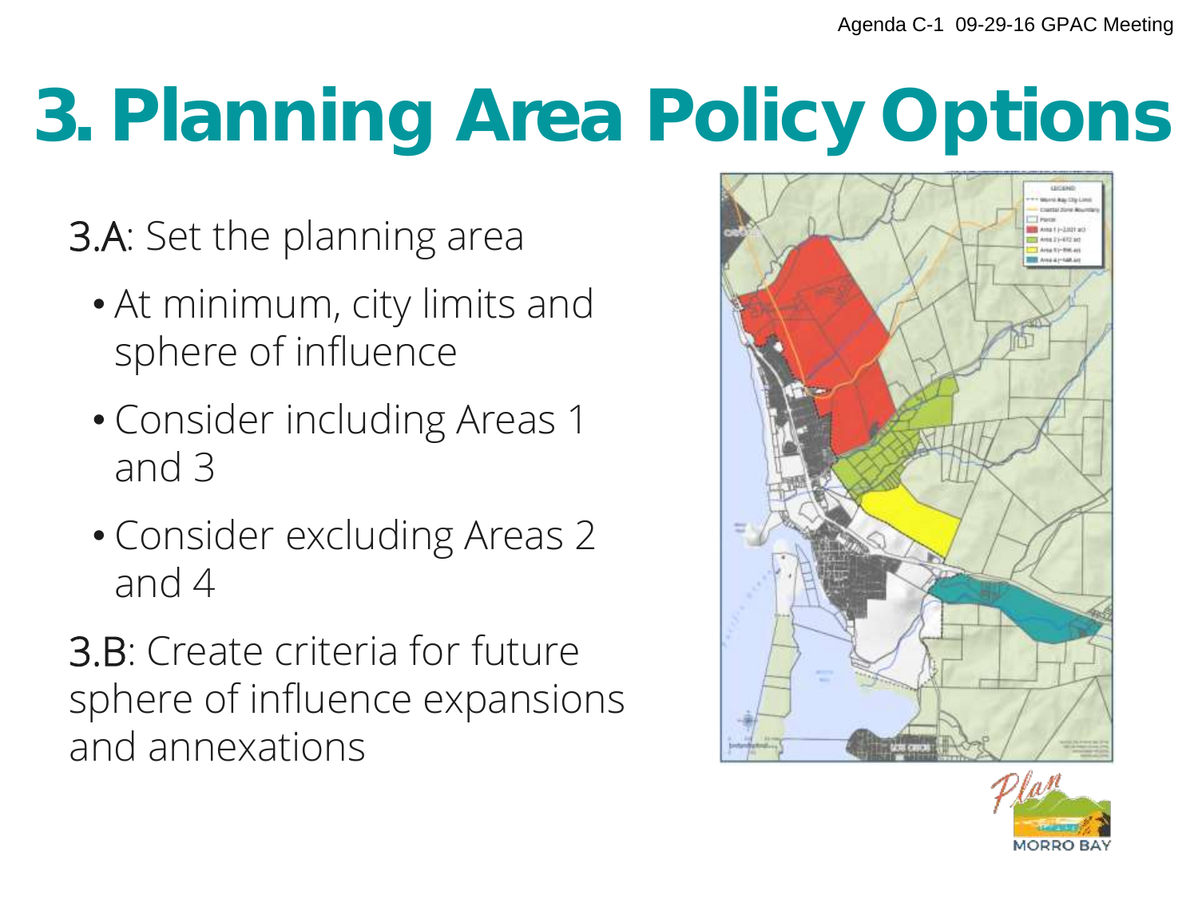# 3. Planning Area Policy Options

3.A: Set the planning area

- At minimum, city limits and sphere of influence
- Consider including Areas 1 and 3
- Consider excluding Areas 2 and 4

3.B: Create criteria for future sphere of influence expansions and annexations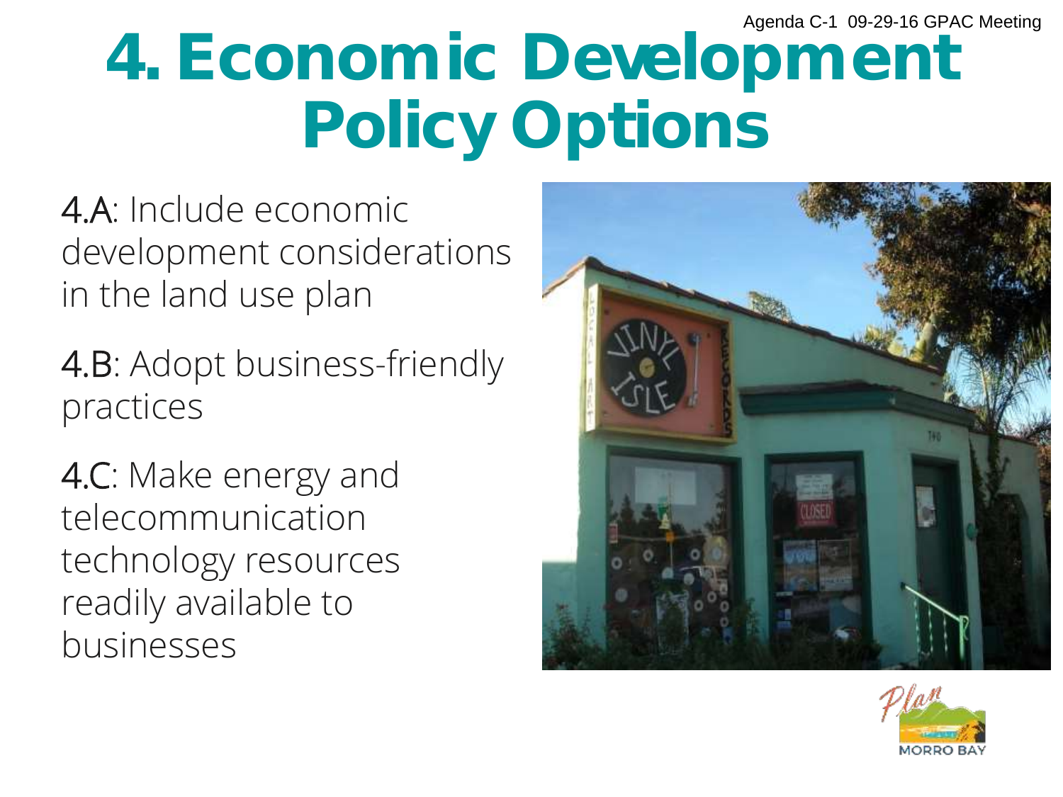# 4. Economic Development Policy Options

4.A: Include economic development considerations in the land use plan

4.B: Adopt business-friendly practices

4.C: Make energy and telecommunication technology resources readily available to businesses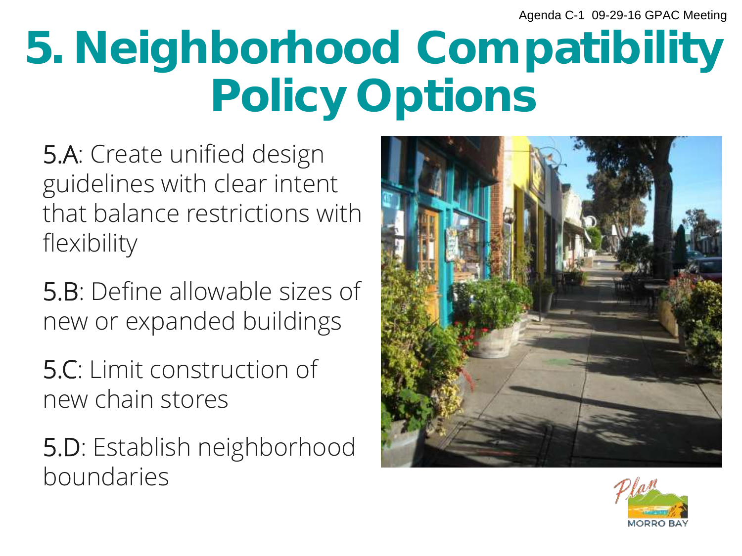# 5. Neighborhood Compatibility Policy Options

5.A: Create unified design guidelines with clear intent that balance restrictions with flexibility

5.B: Define allowable sizes of new or expanded buildings

5.C: Limit construction of new chain stores

5.D: Establish neighborhood boundaries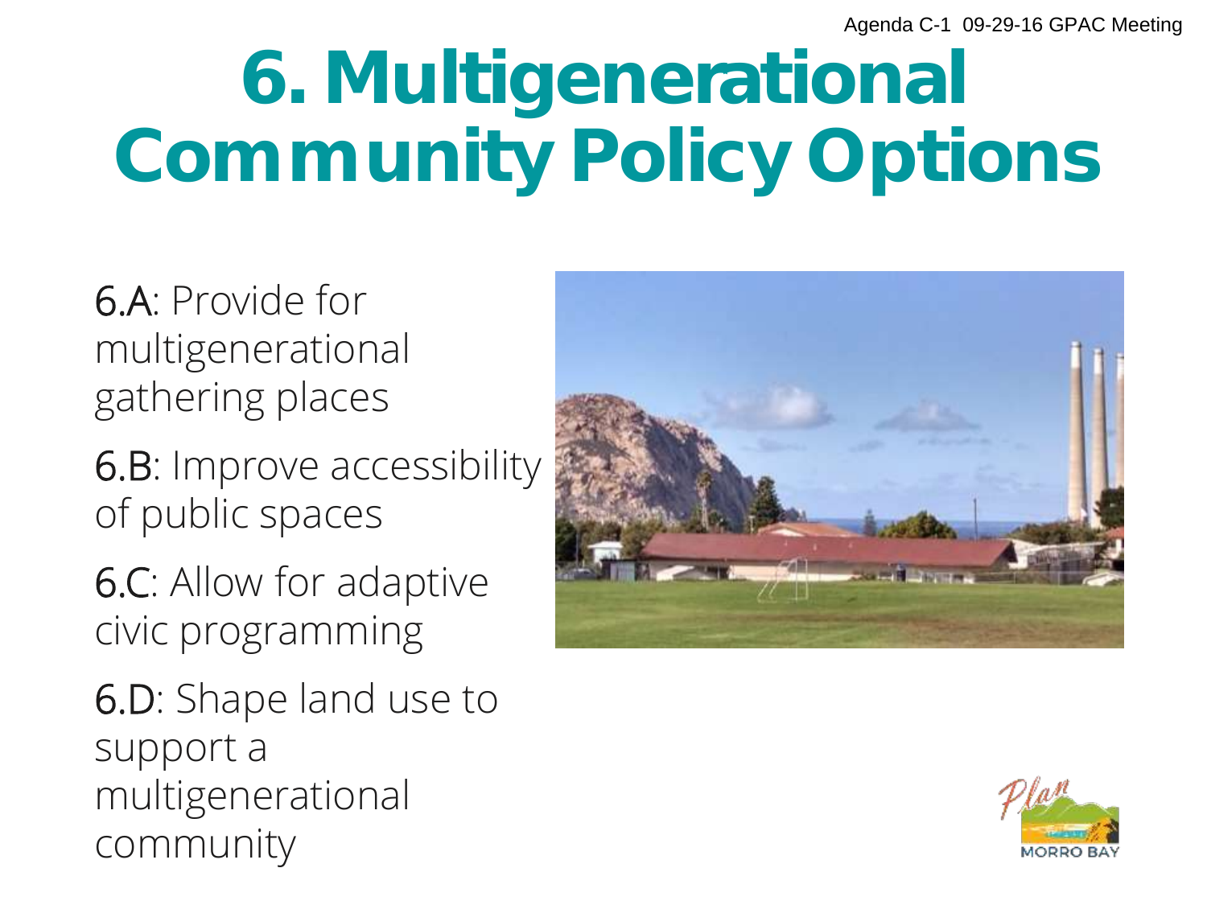# 6. Multigenerational Community Policy Options

6.A: Provide for multigenerational gathering places

6.B: Improve accessibility of public spaces

6.C: Allow for adaptive civic programming

6.D: Shape land use to support a multigenerational community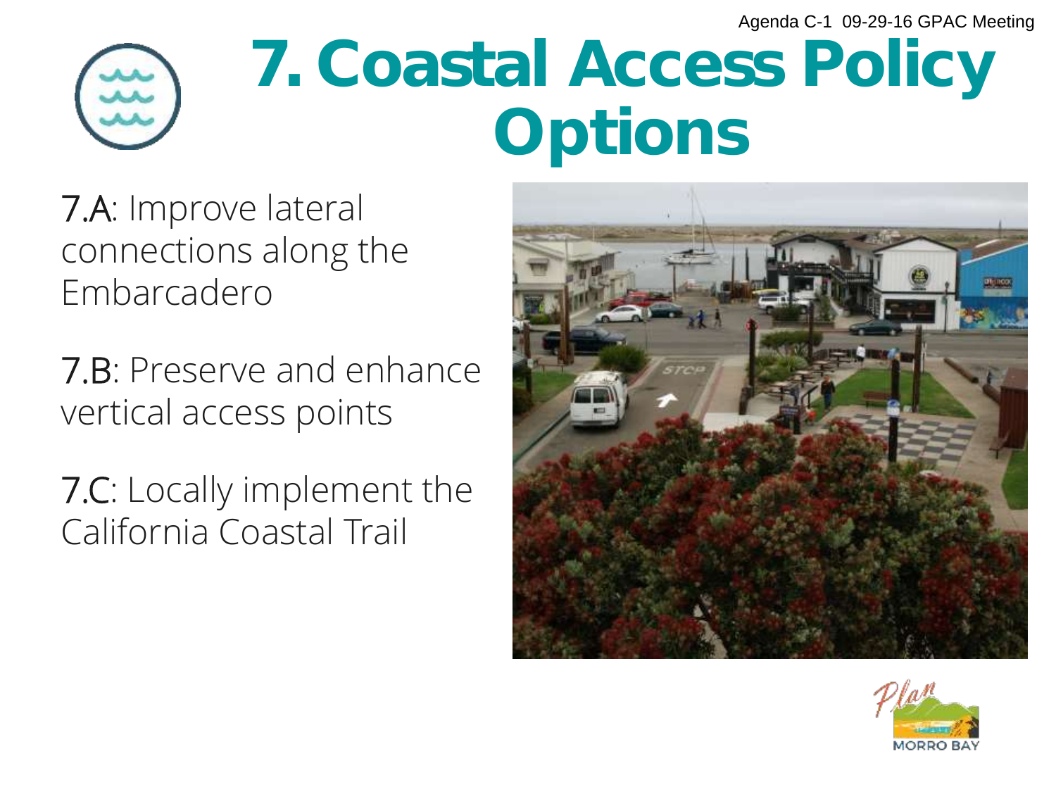# 7. Coastal Access Policy Options

7.A: Improve lateral connections along the Embarcadero

7.B: Preserve and enhance vertical access points

7.C: Locally implement the California Coastal Trail